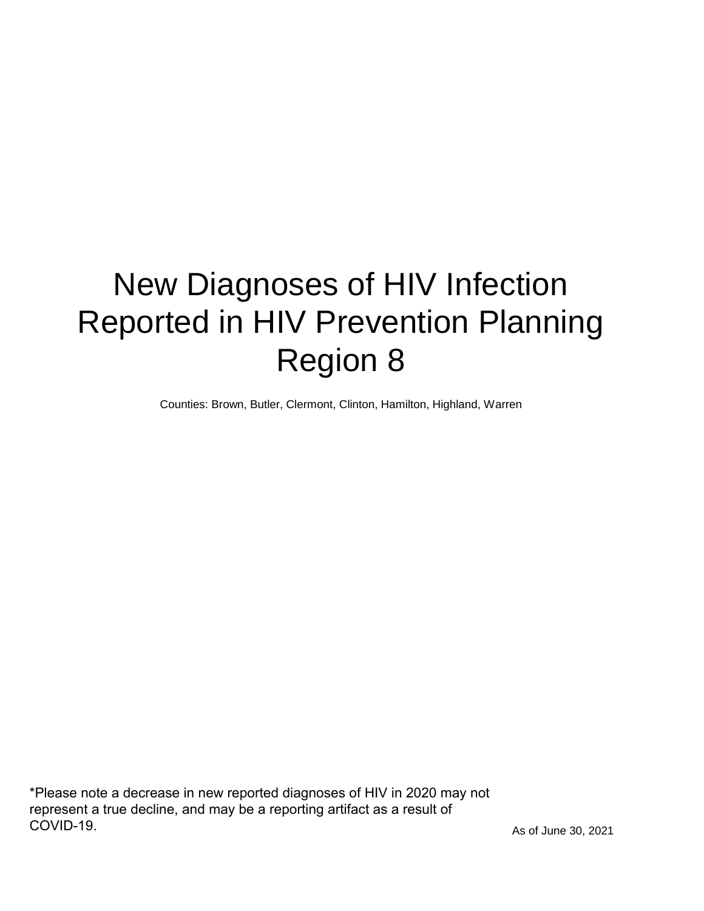# New Diagnoses of HIV Infection Reported in HIV Prevention Planning Region 8

Counties: Brown, Butler, Clermont, Clinton, Hamilton, Highland, Warren

*Please note a decrease in new reported diagnoses of HIV in 2020 may not represent a true decline, and may be a reporting artifact as a result of COVID-19.

As of June 30, 2021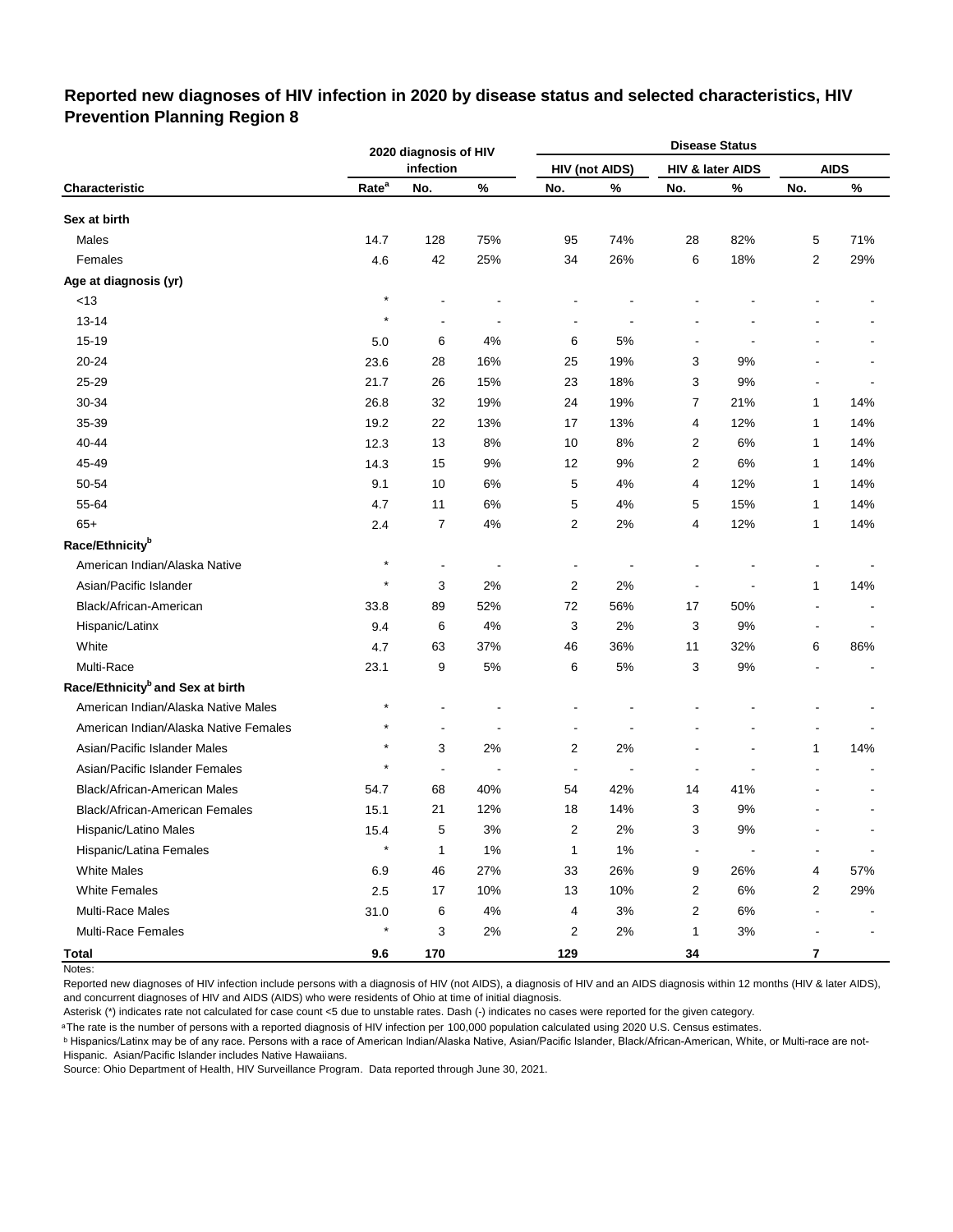## Reported new diagnoses of HIV infection in 2020 by disease status and selected characteristics, HIV Prevention Planning Region 8

| Characteristic | 2020 diagnosis of HIV infection | | | Disease Status | | | | | |
|---|---|---|---|---|---|---|---|---|---|
| | | | | HIV (not AIDS) | | HIV & later AIDS | | AIDS | |
| | Rate[a] | No. | % | No. | % | No. | % | No. | % |
| **Sex at birth** | | | | | | | | | |
| Males | 14.7 | 128 | 75% | 95 | 74% | 28 | 82% | 5 | 71% |
| Females | 4.6 | 42 | 25% | 34 | 26% | 6 | 18% | 2 | 29% |
| **Age at diagnosis (yr)** | | | | | | | | | |
| <13 | * | - | - | - | - | - | - | - | - |
| 13-14 | * | - | - | - | - | - | - | - | - |
| 15-19 | 5.0 | 6 | 4% | 6 | 5% | - | - | - | - |
| 20-24 | 23.6 | 28 | 16% | 25 | 19% | 3 | 9% | - | - |
| 25-29 | 21.7 | 26 | 15% | 23 | 18% | 3 | 9% | - | - |
| 30-34 | 26.8 | 32 | 19% | 24 | 19% | 7 | 21% | 1 | 14% |
| 35-39 | 19.2 | 22 | 13% | 17 | 13% | 4 | 12% | 1 | 14% |
| 40-44 | 12.3 | 13 | 8% | 10 | 8% | 2 | 6% | 1 | 14% |
| 45-49 | 14.3 | 15 | 9% | 12 | 9% | 2 | 6% | 1 | 14% |
| 50-54 | 9.1 | 10 | 6% | 5 | 4% | 4 | 12% | 1 | 14% |
| 55-64 | 4.7 | 11 | 6% | 5 | 4% | 5 | 15% | 1 | 14% |
| 65+ | 2.4 | 7 | 4% | 2 | 2% | 4 | 12% | 1 | 14% |
| **Race/Ethnicity[b]** | | | | | | | | | |
| American Indian/Alaska Native | * | - | - | - | - | - | - | - | - |
| Asian/Pacific Islander | * | 3 | 2% | 2 | 2% | - | - | 1 | 14% |
| Black/African-American | 33.8 | 89 | 52% | 72 | 56% | 17 | 50% | - | - |
| Hispanic/Latinx | 9.4 | 6 | 4% | 3 | 2% | 3 | 9% | - | - |
| White | 4.7 | 63 | 37% | 46 | 36% | 11 | 32% | 6 | 86% |
| Multi-Race | 23.1 | 9 | 5% | 6 | 5% | 3 | 9% | - | - |
| **Race/Ethnicity[b] and Sex at birth** | | | | | | | | | |
| American Indian/Alaska Native Males | * | - | - | - | - | - | - | - | - |
| American Indian/Alaska Native Females | * | - | - | - | - | - | - | - | - |
| Asian/Pacific Islander Males | * | 3 | 2% | 2 | 2% | - | - | 1 | 14% |
| Asian/Pacific Islander Females | * | - | - | - | - | - | - | - | - |
| Black/African-American Males | 54.7 | 68 | 40% | 54 | 42% | 14 | 41% | - | - |
| Black/African-American Females | 15.1 | 21 | 12% | 18 | 14% | 3 | 9% | - | - |
| Hispanic/Latino Males | 15.4 | 5 | 3% | 2 | 2% | 3 | 9% | - | - |
| Hispanic/Latina Females | * | 1 | 1% | 1 | 1% | - | - | - | - |
| White Males | 6.9 | 46 | 27% | 33 | 26% | 9 | 26% | 4 | 57% |
| White Females | 2.5 | 17 | 10% | 13 | 10% | 2 | 6% | 2 | 29% |
| Multi-Race Males | 31.0 | 6 | 4% | 4 | 3% | 2 | 6% | - | - |
| Multi-Race Females | * | 3 | 2% | 2 | 2% | 1 | 3% | - | - |
| **Total** | **9.6** | **170** | | **129** | | **34** | | **7** | |

Notes:

Reported new diagnoses of HIV infection include persons with a diagnosis of HIV (not AIDS), a diagnosis of HIV and an AIDS diagnosis within 12 months (HIV & later AIDS), and concurrent diagnoses of HIV and AIDS (AIDS) who were residents of Ohio at time of initial diagnosis.

Asterisk (*) indicates rate not calculated for case count <5 due to unstable rates. Dash (-) indicates no cases were reported for the given category.

[a] The rate is the number of persons with a reported diagnosis of HIV infection per 100,000 population calculated using 2020 U.S. Census estimates.

[b] Hispanics/Latinx may be of any race. Persons with a race of American Indian/Alaska Native, Asian/Pacific Islander, Black/African-American, White, or Multi-race are not-Hispanic. Asian/Pacific Islander includes Native Hawaiians.

Source: Ohio Department of Health, HIV Surveillance Program. Data reported through June 30, 2021.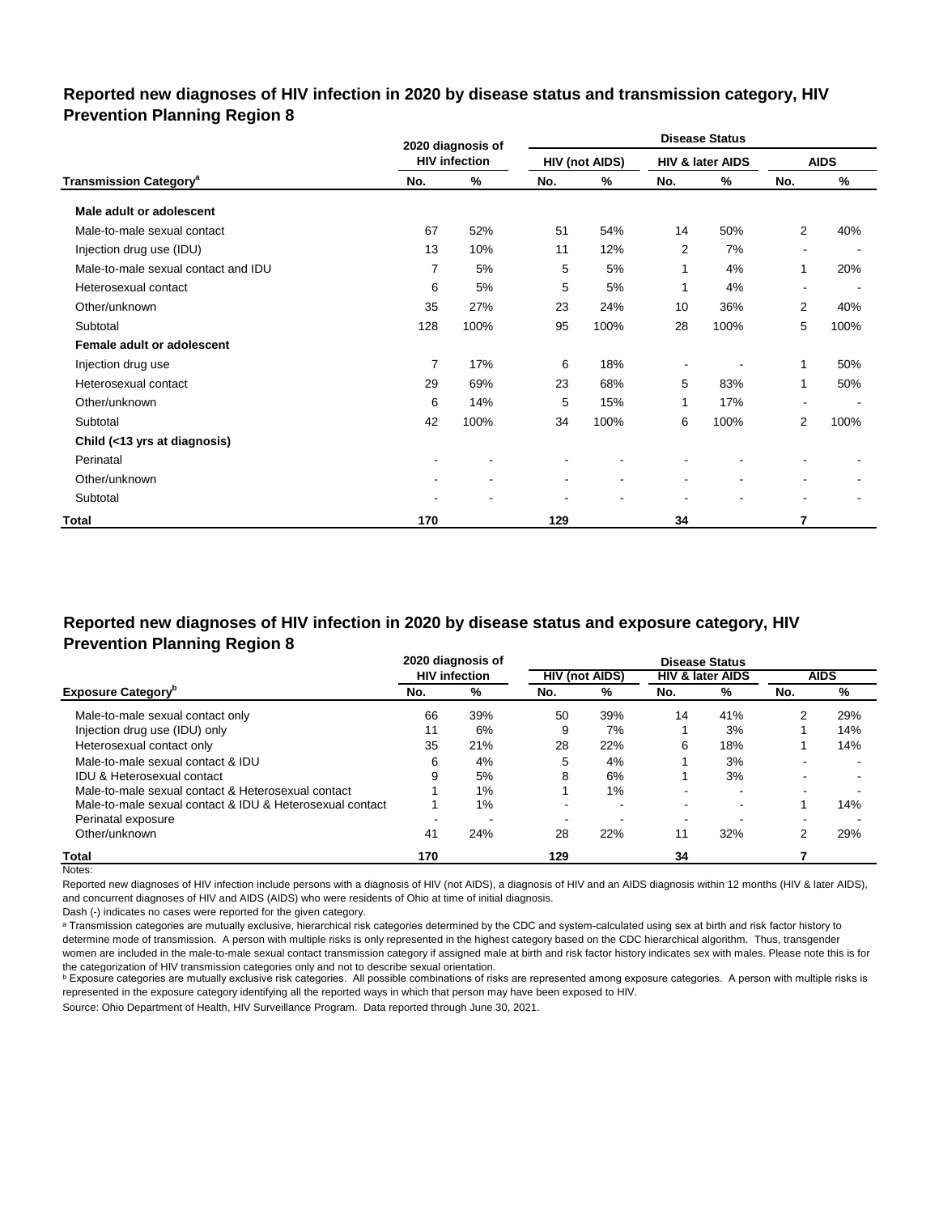## Reported new diagnoses of HIV infection in 2020 by disease status and transmission category, HIV Prevention Planning Region 8

| Transmission Category[a] | 2020 diagnosis of HIV infection | | Disease Status: HIV (not AIDS) | | HIV & later AIDS | | AIDS | |
|---|---|---|---|---|---|---|---|---|
| | No. | % | No. | % | No. | % | No. | % |
| **Male adult or adolescent** | | | | | | | | |
| Male-to-male sexual contact | 67 | 52% | 51 | 54% | 14 | 50% | 2 | 40% |
| Injection drug use (IDU) | 13 | 10% | 11 | 12% | 2 | 7% | - | - |
| Male-to-male sexual contact and IDU | 7 | 5% | 5 | 5% | 1 | 4% | 1 | 20% |
| Heterosexual contact | 6 | 5% | 5 | 5% | 1 | 4% | - | - |
| Other/unknown | 35 | 27% | 23 | 24% | 10 | 36% | 2 | 40% |
| Subtotal | 128 | 100% | 95 | 100% | 28 | 100% | 5 | 100% |
| **Female adult or adolescent** | | | | | | | | |
| Injection drug use | 7 | 17% | 6 | 18% | - | - | 1 | 50% |
| Heterosexual contact | 29 | 69% | 23 | 68% | 5 | 83% | 1 | 50% |
| Other/unknown | 6 | 14% | 5 | 15% | 1 | 17% | - | - |
| Subtotal | 42 | 100% | 34 | 100% | 6 | 100% | 2 | 100% |
| **Child (<13 yrs at diagnosis)** | | | | | | | | |
| Perinatal | - | - | - | - | - | - | - | - |
| Other/unknown | - | - | - | - | - | - | - | - |
| Subtotal | - | - | - | - | - | - | - | - |
| **Total** | **170** | | **129** | | **34** | | **7** | |

## Reported new diagnoses of HIV infection in 2020 by disease status and exposure category, HIV Prevention Planning Region 8

| Exposure Category[b] | 2020 diagnosis of HIV infection | | Disease Status: HIV (not AIDS) | | HIV & later AIDS | | AIDS | |
|---|---|---|---|---|---|---|---|---|
| | No. | % | No. | % | No. | % | No. | % |
| Male-to-male sexual contact only | 66 | 39% | 50 | 39% | 14 | 41% | 2 | 29% |
| Injection drug use (IDU) only | 11 | 6% | 9 | 7% | 1 | 3% | 1 | 14% |
| Heterosexual contact only | 35 | 21% | 28 | 22% | 6 | 18% | 1 | 14% |
| Male-to-male sexual contact & IDU | 6 | 4% | 5 | 4% | 1 | 3% | - | - |
| IDU & Heterosexual contact | 9 | 5% | 8 | 6% | 1 | 3% | - | - |
| Male-to-male sexual contact & Heterosexual contact | 1 | 1% | 1 | 1% | - | - | - | - |
| Male-to-male sexual contact & IDU & Heterosexual contact | 1 | 1% | - | - | - | - | 1 | 14% |
| Perinatal exposure | - | - | - | - | - | - | - | - |
| Other/unknown | 41 | 24% | 28 | 22% | 11 | 32% | 2 | 29% |
| **Total** | **170** | | **129** | | **34** | | **7** | |

Notes:

Reported new diagnoses of HIV infection include persons with a diagnosis of HIV (not AIDS), a diagnosis of HIV and an AIDS diagnosis within 12 months (HIV & later AIDS), and concurrent diagnoses of HIV and AIDS (AIDS) who were residents of Ohio at time of initial diagnosis.

Dash (-) indicates no cases were reported for the given category.

[a] Transmission categories are mutually exclusive, hierarchical risk categories determined by the CDC and system-calculated using sex at birth and risk factor history to determine mode of transmission. A person with multiple risks is only represented in the highest category based on the CDC hierarchical algorithm. Thus, transgender women are included in the male-to-male sexual contact transmission category if assigned male at birth and risk factor history indicates sex with males. Please note this is for the categorization of HIV transmission categories only and not to describe sexual orientation.

[b] Exposure categories are mutually exclusive risk categories. All possible combinations of risks are represented among exposure categories. A person with multiple risks is represented in the exposure category identifying all the reported ways in which that person may have been exposed to HIV.

Source: Ohio Department of Health, HIV Surveillance Program. Data reported through June 30, 2021.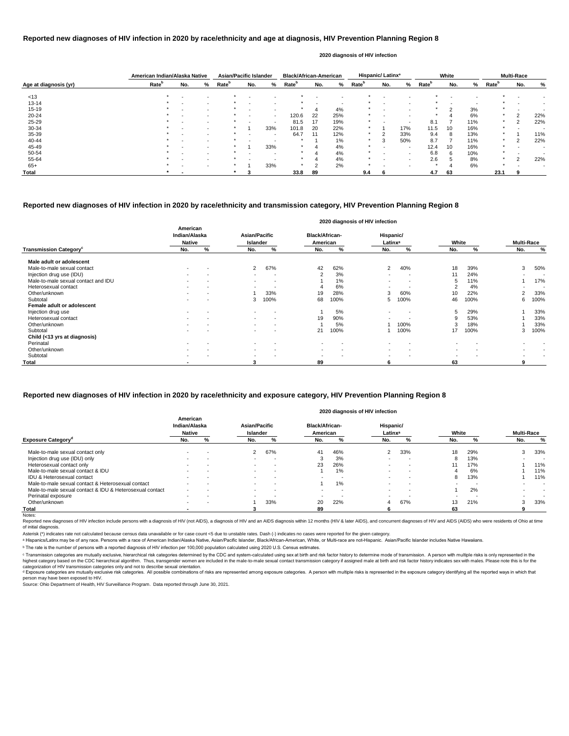## Reported new diagnoses of HIV infection in 2020 by race/ethnicity and age at diagnosis, HIV Prevention Planning Region 8

2020 diagnosis of HIV infection

| Age at diagnosis (yr) | American Indian/Alaska Native | | | Asian/Pacific Islander | | | Black/African-American | | | Hispanic/ Latinx[a] | | | White | | | Multi-Race | | |
|---|---|---|---|---|---|---|---|---|---|---|---|---|---|---|---|---|---|---|
| | Rate[b] | No. | % | Rate[b] | No. | % | Rate[b] | No. | % | Rate[b] | No. | % | Rate[b] | No. | % | Rate[b] | No. | % |
| <13 | * | - | - | * | - | - | * | - | - | * | - | - | * | - | - | * | - | - |
| 13-14 | * | - | - | * | - | - | * | - | - | * | - | - | * | - | - | * | - | - |
| 15-19 | * | - | - | * | - | - | * | 4 | 4% | * | - | - | * | 2 | 3% | * | - | - |
| 20-24 | * | - | - | * | - | - | 120.6 | 22 | 25% | * | - | - | * | 4 | 6% | * | 2 | 22% |
| 25-29 | * | - | - | * | - | - | 81.5 | 17 | 19% | * | - | - | 8.1 | 7 | 11% | * | 2 | 22% |
| 30-34 | * | - | - | * | 1 | 33% | 101.8 | 20 | 22% | * | 1 | 17% | 11.5 | 10 | 16% | * | - | - |
| 35-39 | * | - | - | * | - | - | 64.7 | 11 | 12% | * | 2 | 33% | 9.4 | 8 | 13% | * | 1 | 11% |
| 40-44 | * | - | - | * | - | - | * | 1 | 1% | * | 3 | 50% | 8.7 | 7 | 11% | * | 2 | 22% |
| 45-49 | * | - | - | * | 1 | 33% | * | 4 | 4% | * | - | - | 12.4 | 10 | 16% | * | - | - |
| 50-54 | * | - | - | * | - | - | * | 4 | 4% | * | - | - | 6.8 | 6 | 10% | * | - | - |
| 55-64 | * | - | - | * | - | - | * | 4 | 4% | * | - | - | 2.6 | 5 | 8% | * | 2 | 22% |
| 65+ | * | - | - | * | 1 | 33% | * | 2 | 2% | * | - | - | * | 4 | 6% | * | - | - |
| **Total** | * | - | | * | 3 | | 33.8 | 89 | | 9.4 | 6 | | 4.7 | 63 | | 23.1 | 9 | |

## Reported new diagnoses of HIV infection in 2020 by race/ethnicity and transmission category, HIV Prevention Planning Region 8

2020 diagnosis of HIV infection

| Transmission Category[c] | American Indian/Alaska Native | | Asian/Pacific Islander | | Black/African-American | | Hispanic/ Latinx[a] | | White | | Multi-Race | |
|---|---|---|---|---|---|---|---|---|---|---|---|---|
| | No. | % | No. | % | No. | % | No. | % | No. | % | No. | % |
| **Male adult or adolescent** | | | | | | | | | | | | |
| Male-to-male sexual contact | - | - | 2 | 67% | 42 | 62% | 2 | 40% | 18 | 39% | 3 | 50% |
| Injection drug use (IDU) | - | - | - | - | 2 | 3% | - | - | 11 | 24% | - | - |
| Male-to-male sexual contact and IDU | - | - | - | - | 1 | 1% | - | - | 5 | 11% | 1 | 17% |
| Heterosexual contact | - | - | - | - | 4 | 6% | - | - | 2 | 4% | - | - |
| Other/unknown | - | - | 1 | 33% | 19 | 28% | 3 | 60% | 10 | 22% | 2 | 33% |
| Subtotal | - | - | 3 | 100% | 68 | 100% | 5 | 100% | 46 | 100% | 6 | 100% |
| **Female adult or adolescent** | | | | | | | | | | | | |
| Injection drug use | - | - | - | - | 1 | 5% | - | - | 5 | 29% | 1 | 33% |
| Heterosexual contact | - | - | - | - | 19 | 90% | - | - | 9 | 53% | 1 | 33% |
| Other/unknown | - | - | - | - | 1 | 5% | 1 | 100% | 3 | 18% | 1 | 33% |
| Subtotal | - | - | - | - | 21 | 100% | 1 | 100% | 17 | 100% | 3 | 100% |
| **Child (<13 yrs at diagnosis)** | | | | | | | | | | | | |
| Perinatal | - | - | - | - | - | - | - | - | - | - | - | - |
| Other/unknown | - | - | - | - | - | - | - | - | - | - | - | - |
| Subtotal | - | - | - | - | - | - | - | - | - | - | - | - |
| **Total** | - | | 3 | | 89 | | 6 | | 63 | | 9 | |

## Reported new diagnoses of HIV infection in 2020 by race/ethnicity and exposure category, HIV Prevention Planning Region 8

2020 diagnosis of HIV infection

| Exposure Category[d] | American Indian/Alaska Native | | Asian/Pacific Islander | | Black/African-American | | Hispanic/ Latinx[a] | | White | | Multi-Race | |
|---|---|---|---|---|---|---|---|---|---|---|---|---|
| | No. | % | No. | % | No. | % | No. | % | No. | % | No. | % |
| Male-to-male sexual contact only | - | - | 2 | 67% | 41 | 46% | 2 | 33% | 18 | 29% | 3 | 33% |
| Injection drug use (IDU) only | - | - | - | - | 3 | 3% | - | - | 8 | 13% | - | - |
| Heterosexual contact only | - | - | - | - | 23 | 26% | - | - | 11 | 17% | 1 | 11% |
| Male-to-male sexual contact & IDU | - | - | - | - | 1 | 1% | - | - | 4 | 6% | 1 | 11% |
| IDU & Heterosexual contact | - | - | - | - | - | - | - | - | 8 | 13% | 1 | 11% |
| Male-to-male sexual contact & Heterosexual contact | - | - | - | - | 1 | 1% | - | - | - | - | - | - |
| Male-to-male sexual contact & IDU & Heterosexual contact | - | - | - | - | - | - | - | - | 1 | 2% | - | - |
| Perinatal exposure | - | - | - | - | - | - | - | - | - | - | - | - |
| Other/unknown | - | - | 1 | 33% | 20 | 22% | 4 | 67% | 13 | 21% | 3 | 33% |
| **Total** | - | | 3 | | 89 | | 6 | | 63 | | 9 | |

Notes:

Reported new diagnoses of HIV infection include persons with a diagnosis of HIV (not AIDS), a diagnosis of HIV and an AIDS diagnosis within 12 months (HIV & later AIDS), and concurrent diagnoses of HIV and AIDS (AIDS) who were residents of Ohio at time of initial diagnosis.

Asterisk (*) indicates rate not calculated because census data unavailable or for case count <5 due to unstable rates. Dash (-) indicates no cases were reported for the given category.

[a] Hispanics/Latinx may be of any race. Persons with a race of American Indian/Alaska Native, Asian/Pacific Islander, Black/African-American, White, or Multi-race are not-Hispanic. Asian/Pacific Islander includes Native Hawaiians.

[b] The rate is the number of persons with a reported diagnosis of HIV infection per 100,000 population calculated using 2020 U.S. Census estimates.

[c] Transmission categories are mutually exclusive, hierarchical risk categories determined by the CDC and system-calculated using sex at birth and risk factor history to determine mode of transmission. A person with multiple risks is only represented in the highest category based on the CDC hierarchical algorithm. Thus, transgender women are included in the male-to-male sexual contact transmission category if assigned male at birth and risk factor history indicates sex with males. Please note this is for the categorization of HIV transmission categories only and not to describe sexual orientation.

[d] Exposure categories are mutually exclusive risk categories. All possible combinations of risks are represented among exposure categories. A person with multiple risks is represented in the exposure category identifying all the reported ways in which that person may have been exposed to HIV.

Source: Ohio Department of Health, HIV Surveillance Program. Data reported through June 30, 2021.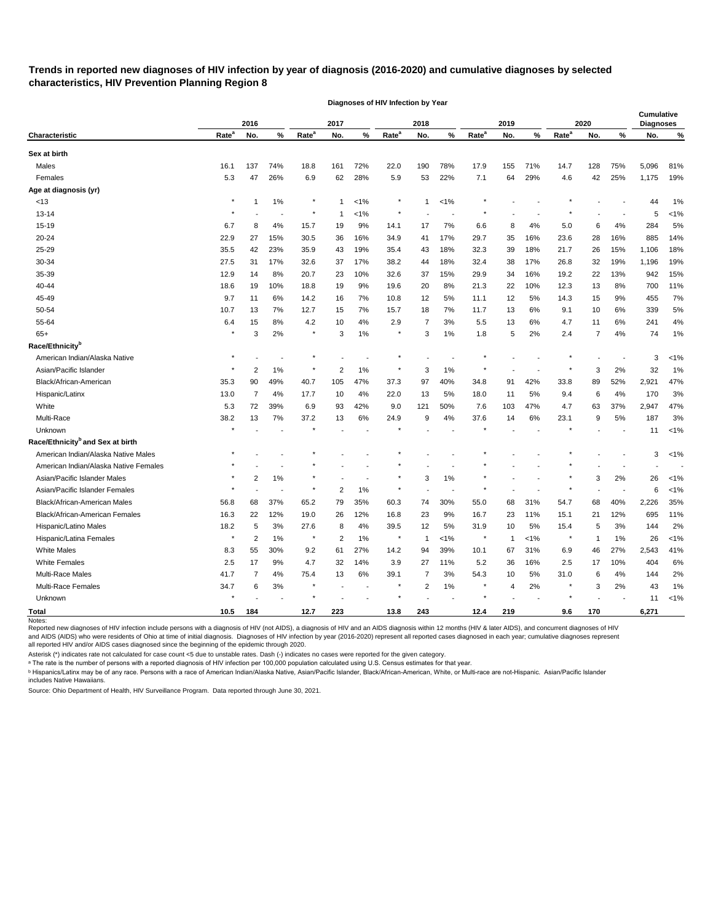**Trends in reported new diagnoses of HIV infection by year of diagnosis (2016-2020) and cumulative diagnoses by selected characteristics, HIV Prevention Planning Region 8**

| | Diagnoses of HIV Infection by Year | | | | | | | | | | | | | | | | |
|---|---|---|---|---|---|---|---|---|---|---|---|---|---|---|---|---|---|
| | 2016 | | | 2017 | | | 2018 | | | 2019 | | | 2020 | | | Cumulative Diagnoses | |
| **Characteristic** | Rate[a] | No. | % | Rate[a] | No. | % | Rate[a] | No. | % | Rate[a] | No. | % | Rate[a] | No. | % | No. | % |
| **Sex at birth** | | | | | | | | | | | | | | | | | |
| Males | 16.1 | 137 | 74% | 18.8 | 161 | 72% | 22.0 | 190 | 78% | 17.9 | 155 | 71% | 14.7 | 128 | 75% | 5,096 | 81% |
| Females | 5.3 | 47 | 26% | 6.9 | 62 | 28% | 5.9 | 53 | 22% | 7.1 | 64 | 29% | 4.6 | 42 | 25% | 1,175 | 19% |
| **Age at diagnosis (yr)** | | | | | | | | | | | | | | | | | |
| <13 | * | 1 | 1% | * | 1 | <1% | * | 1 | <1% | * | - | - | * | - | - | 44 | 1% |
| 13-14 | * | - | - | * | 1 | <1% | * | - | - | * | - | - | * | - | - | 5 | <1% |
| 15-19 | 6.7 | 8 | 4% | 15.7 | 19 | 9% | 14.1 | 17 | 7% | 6.6 | 8 | 4% | 5.0 | 6 | 4% | 284 | 5% |
| 20-24 | 22.9 | 27 | 15% | 30.5 | 36 | 16% | 34.9 | 41 | 17% | 29.7 | 35 | 16% | 23.6 | 28 | 16% | 885 | 14% |
| 25-29 | 35.5 | 42 | 23% | 35.9 | 43 | 19% | 35.4 | 43 | 18% | 32.3 | 39 | 18% | 21.7 | 26 | 15% | 1,106 | 18% |
| 30-34 | 27.5 | 31 | 17% | 32.6 | 37 | 17% | 38.2 | 44 | 18% | 32.4 | 38 | 17% | 26.8 | 32 | 19% | 1,196 | 19% |
| 35-39 | 12.9 | 14 | 8% | 20.7 | 23 | 10% | 32.6 | 37 | 15% | 29.9 | 34 | 16% | 19.2 | 22 | 13% | 942 | 15% |
| 40-44 | 18.6 | 19 | 10% | 18.8 | 19 | 9% | 19.6 | 20 | 8% | 21.3 | 22 | 10% | 12.3 | 13 | 8% | 700 | 11% |
| 45-49 | 9.7 | 11 | 6% | 14.2 | 16 | 7% | 10.8 | 12 | 5% | 11.1 | 12 | 5% | 14.3 | 15 | 9% | 455 | 7% |
| 50-54 | 10.7 | 13 | 7% | 12.7 | 15 | 7% | 15.7 | 18 | 7% | 11.7 | 13 | 6% | 9.1 | 10 | 6% | 339 | 5% |
| 55-64 | 6.4 | 15 | 8% | 4.2 | 10 | 4% | 2.9 | 7 | 3% | 5.5 | 13 | 6% | 4.7 | 11 | 6% | 241 | 4% |
| 65+ | * | 3 | 2% | * | 3 | 1% | * | 3 | 1% | 1.8 | 5 | 2% | 2.4 | 7 | 4% | 74 | 1% |
| **Race/Ethnicity[b]** | | | | | | | | | | | | | | | | | |
| American Indian/Alaska Native | * | - | - | * | - | - | * | - | - | * | - | - | * | - | - | 3 | <1% |
| Asian/Pacific Islander | * | 2 | 1% | * | 2 | 1% | * | 3 | 1% | * | - | - | * | 3 | 2% | 32 | 1% |
| Black/African-American | 35.3 | 90 | 49% | 40.7 | 105 | 47% | 37.3 | 97 | 40% | 34.8 | 91 | 42% | 33.8 | 89 | 52% | 2,921 | 47% |
| Hispanic/Latinx | 13.0 | 7 | 4% | 17.7 | 10 | 4% | 22.0 | 13 | 5% | 18.0 | 11 | 5% | 9.4 | 6 | 4% | 170 | 3% |
| White | 5.3 | 72 | 39% | 6.9 | 93 | 42% | 9.0 | 121 | 50% | 7.6 | 103 | 47% | 4.7 | 63 | 37% | 2,947 | 47% |
| Multi-Race | 38.2 | 13 | 7% | 37.2 | 13 | 6% | 24.9 | 9 | 4% | 37.6 | 14 | 6% | 23.1 | 9 | 5% | 187 | 3% |
| Unknown | * | - | - | * | - | - | * | - | - | * | - | - | * | - | - | 11 | <1% |
| **Race/Ethnicity[b] and Sex at birth** | | | | | | | | | | | | | | | | | |
| American Indian/Alaska Native Males | * | - | - | * | - | - | * | - | - | * | - | - | * | - | - | 3 | <1% |
| American Indian/Alaska Native Females | * | - | - | * | - | - | * | - | - | * | - | - | * | - | - | - | - |
| Asian/Pacific Islander Males | * | 2 | 1% | * | - | - | * | 3 | 1% | * | - | - | * | 3 | 2% | 26 | <1% |
| Asian/Pacific Islander Females | * | - | - | * | 2 | 1% | * | - | - | * | - | - | * | - | - | 6 | <1% |
| Black/African-American Males | 56.8 | 68 | 37% | 65.2 | 79 | 35% | 60.3 | 74 | 30% | 55.0 | 68 | 31% | 54.7 | 68 | 40% | 2,226 | 35% |
| Black/African-American Females | 16.3 | 22 | 12% | 19.0 | 26 | 12% | 16.8 | 23 | 9% | 16.7 | 23 | 11% | 15.1 | 21 | 12% | 695 | 11% |
| Hispanic/Latino Males | 18.2 | 5 | 3% | 27.6 | 8 | 4% | 39.5 | 12 | 5% | 31.9 | 10 | 5% | 15.4 | 5 | 3% | 144 | 2% |
| Hispanic/Latina Females | * | 2 | 1% | * | 2 | 1% | * | 1 | <1% | * | 1 | <1% | * | 1 | 1% | 26 | <1% |
| White Males | 8.3 | 55 | 30% | 9.2 | 61 | 27% | 14.2 | 94 | 39% | 10.1 | 67 | 31% | 6.9 | 46 | 27% | 2,543 | 41% |
| White Females | 2.5 | 17 | 9% | 4.7 | 32 | 14% | 3.9 | 27 | 11% | 5.2 | 36 | 16% | 2.5 | 17 | 10% | 404 | 6% |
| Multi-Race Males | 41.7 | 7 | 4% | 75.4 | 13 | 6% | 39.1 | 7 | 3% | 54.3 | 10 | 5% | 31.0 | 6 | 4% | 144 | 2% |
| Multi-Race Females | 34.7 | 6 | 3% | * | - | - | * | 2 | 1% | * | 4 | 2% | * | 3 | 2% | 43 | 1% |
| Unknown | * | - | - | * | - | - | * | - | - | * | - | - | * | - | - | 11 | <1% |
| **Total** | **10.5** | **184** | | **12.7** | **223** | | **13.8** | **243** | | **12.4** | **219** | | **9.6** | **170** | | **6,271** | |

Notes:
Reported new diagnoses of HIV infection include persons with a diagnosis of HIV (not AIDS), a diagnosis of HIV and an AIDS diagnosis within 12 months (HIV & later AIDS), and concurrent diagnoses of HIV and AIDS (AIDS) who were residents of Ohio at time of initial diagnosis. Diagnoses of HIV infection by year (2016-2020) represent all reported cases diagnosed in each year; cumulative diagnoses represent all reported HIV and/or AIDS cases diagnosed since the beginning of the epidemic through 2020.

Asterisk (*) indicates rate not calculated for case count <5 due to unstable rates. Dash (-) indicates no cases were reported for the given category.

[a] The rate is the number of persons with a reported diagnosis of HIV infection per 100,000 population calculated using U.S. Census estimates for that year.

[b] Hispanics/Latinx may be of any race. Persons with a race of American Indian/Alaska Native, Asian/Pacific Islander, Black/African-American, White, or Multi-race are not-Hispanic. Asian/Pacific Islander includes Native Hawaiians.

Source: Ohio Department of Health, HIV Surveillance Program. Data reported through June 30, 2021.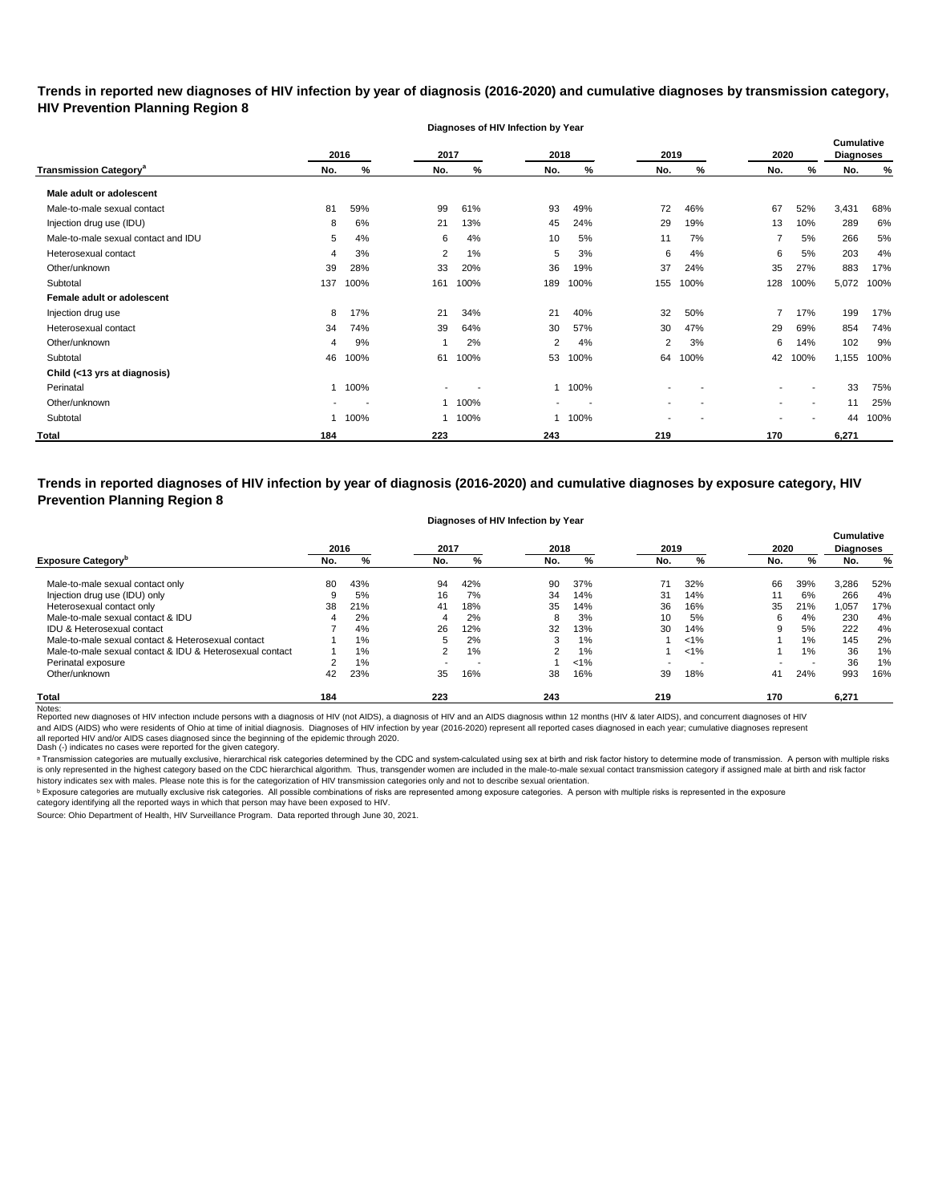## Trends in reported new diagnoses of HIV infection by year of diagnosis (2016-2020) and cumulative diagnoses by transmission category, HIV Prevention Planning Region 8

| | Diagnoses of HIV Infection by Year | | | | | | | | | | Cumulative Diagnoses | |
|---|---|---|---|---|---|---|---|---|---|---|---|---|
| | 2016 | | 2017 | | 2018 | | 2019 | | 2020 | | | |
| Transmission Category[a] | No. | % | No. | % | No. | % | No. | % | No. | % | No. | % |
| **Male adult or adolescent** | | | | | | | | | | | | |
| Male-to-male sexual contact | 81 | 59% | 99 | 61% | 93 | 49% | 72 | 46% | 67 | 52% | 3,431 | 68% |
| Injection drug use (IDU) | 8 | 6% | 21 | 13% | 45 | 24% | 29 | 19% | 13 | 10% | 289 | 6% |
| Male-to-male sexual contact and IDU | 5 | 4% | 6 | 4% | 10 | 5% | 11 | 7% | 7 | 5% | 266 | 5% |
| Heterosexual contact | 4 | 3% | 2 | 1% | 5 | 3% | 6 | 4% | 6 | 5% | 203 | 4% |
| Other/unknown | 39 | 28% | 33 | 20% | 36 | 19% | 37 | 24% | 35 | 27% | 883 | 17% |
| Subtotal | 137 | 100% | 161 | 100% | 189 | 100% | 155 | 100% | 128 | 100% | 5,072 | 100% |
| **Female adult or adolescent** | | | | | | | | | | | | |
| Injection drug use | 8 | 17% | 21 | 34% | 21 | 40% | 32 | 50% | 7 | 17% | 199 | 17% |
| Heterosexual contact | 34 | 74% | 39 | 64% | 30 | 57% | 30 | 47% | 29 | 69% | 854 | 74% |
| Other/unknown | 4 | 9% | 1 | 2% | 2 | 4% | 2 | 3% | 6 | 14% | 102 | 9% |
| Subtotal | 46 | 100% | 61 | 100% | 53 | 100% | 64 | 100% | 42 | 100% | 1,155 | 100% |
| **Child (<13 yrs at diagnosis)** | | | | | | | | | | | | |
| Perinatal | 1 | 100% | - | - | 1 | 100% | - | - | - | - | 33 | 75% |
| Other/unknown | - | - | 1 | 100% | - | - | - | - | - | - | 11 | 25% |
| Subtotal | 1 | 100% | 1 | 100% | 1 | 100% | - | - | - | - | 44 | 100% |
| **Total** | **184** | | **223** | | **243** | | **219** | | **170** | | **6,271** | |

## Trends in reported diagnoses of HIV infection by year of diagnosis (2016-2020) and cumulative diagnoses by exposure category, HIV Prevention Planning Region 8

| | Diagnoses of HIV Infection by Year | | | | | | | | | | Cumulative Diagnoses | |
|---|---|---|---|---|---|---|---|---|---|---|---|---|
| | 2016 | | 2017 | | 2018 | | 2019 | | 2020 | | | |
| Exposure Category[b] | No. | % | No. | % | No. | % | No. | % | No. | % | No. | % |
| Male-to-male sexual contact only | 80 | 43% | 94 | 42% | 90 | 37% | 71 | 32% | 66 | 39% | 3,286 | 52% |
| Injection drug use (IDU) only | 9 | 5% | 16 | 7% | 34 | 14% | 31 | 14% | 11 | 6% | 266 | 4% |
| Heterosexual contact only | 38 | 21% | 41 | 18% | 35 | 14% | 36 | 16% | 35 | 21% | 1,057 | 17% |
| Male-to-male sexual contact & IDU | 4 | 2% | 4 | 2% | 8 | 3% | 10 | 5% | 6 | 4% | 230 | 4% |
| IDU & Heterosexual contact | 7 | 4% | 26 | 12% | 32 | 13% | 30 | 14% | 9 | 5% | 222 | 4% |
| Male-to-male sexual contact & Heterosexual contact | 1 | 1% | 5 | 2% | 3 | 1% | 1 | <1% | 1 | 1% | 145 | 2% |
| Male-to-male sexual contact & IDU & Heterosexual contact | 1 | 1% | 2 | 1% | 2 | 1% | 1 | <1% | 1 | 1% | 36 | 1% |
| Perinatal exposure | 2 | 1% | - | - | 1 | <1% | - | - | - | - | 36 | 1% |
| Other/unknown | 42 | 23% | 35 | 16% | 38 | 16% | 39 | 18% | 41 | 24% | 993 | 16% |
| **Total** | **184** | | **223** | | **243** | | **219** | | **170** | | **6,271** | |

Notes:
Reported new diagnoses of HIV infection include persons with a diagnosis of HIV (not AIDS), a diagnosis of HIV and an AIDS diagnosis within 12 months (HIV & later AIDS), and concurrent diagnoses of HIV and AIDS (AIDS) who were residents of Ohio at time of initial diagnosis. Diagnoses of HIV infection by year (2016-2020) represent all reported cases diagnosed in each year; cumulative diagnoses represent all reported HIV and/or AIDS cases diagnosed since the beginning of the epidemic through 2020.
Dash (-) indicates no cases were reported for the given category.

[a] Transmission categories are mutually exclusive, hierarchical risk categories determined by the CDC and system-calculated using sex at birth and risk factor history to determine mode of transmission. A person with multiple risks is only represented in the highest category based on the CDC hierarchical algorithm. Thus, transgender women are included in the male-to-male sexual contact transmission category if assigned male at birth and risk factor history indicates sex with males. Please note this is for the categorization of HIV transmission categories only and not to describe sexual orientation.

[b] Exposure categories are mutually exclusive risk categories. All possible combinations of risks are represented among exposure categories. A person with multiple risks is represented in the exposure category identifying all the reported ways in which that person may have been exposed to HIV.

Source: Ohio Department of Health, HIV Surveillance Program. Data reported through June 30, 2021.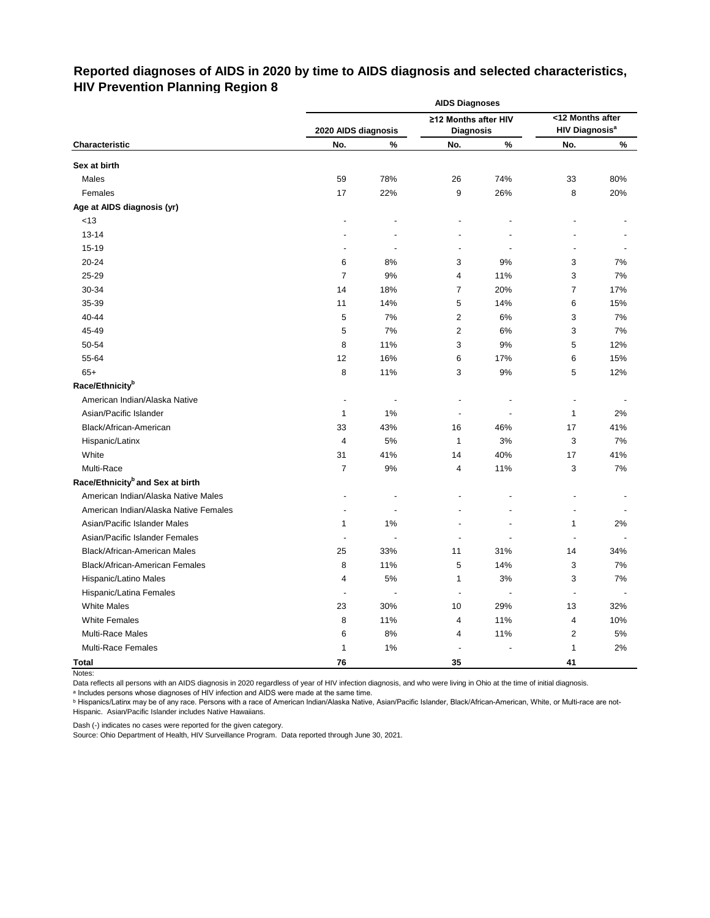## Reported diagnoses of AIDS in 2020 by time to AIDS diagnosis and selected characteristics, HIV Prevention Planning Region 8

| | AIDS Diagnoses | | | | | |
|---|---|---|---|---|---|---|
| | 2020 AIDS diagnosis | | ≥12 Months after HIV Diagnosis | | <12 Months after HIV Diagnosis[a] | |
| **Characteristic** | **No.** | **%** | **No.** | **%** | **No.** | **%** |
| **Sex at birth** | | | | | | |
| Males | 59 | 78% | 26 | 74% | 33 | 80% |
| Females | 17 | 22% | 9 | 26% | 8 | 20% |
| **Age at AIDS diagnosis (yr)** | | | | | | |
| <13 | - | - | - | - | - | - |
| 13-14 | - | - | - | - | - | - |
| 15-19 | - | - | - | - | - | - |
| 20-24 | 6 | 8% | 3 | 9% | 3 | 7% |
| 25-29 | 7 | 9% | 4 | 11% | 3 | 7% |
| 30-34 | 14 | 18% | 7 | 20% | 7 | 17% |
| 35-39 | 11 | 14% | 5 | 14% | 6 | 15% |
| 40-44 | 5 | 7% | 2 | 6% | 3 | 7% |
| 45-49 | 5 | 7% | 2 | 6% | 3 | 7% |
| 50-54 | 8 | 11% | 3 | 9% | 5 | 12% |
| 55-64 | 12 | 16% | 6 | 17% | 6 | 15% |
| 65+ | 8 | 11% | 3 | 9% | 5 | 12% |
| **Race/Ethnicity[b]** | | | | | | |
| American Indian/Alaska Native | - | - | - | - | - | - |
| Asian/Pacific Islander | 1 | 1% | - | - | 1 | 2% |
| Black/African-American | 33 | 43% | 16 | 46% | 17 | 41% |
| Hispanic/Latinx | 4 | 5% | 1 | 3% | 3 | 7% |
| White | 31 | 41% | 14 | 40% | 17 | 41% |
| Multi-Race | 7 | 9% | 4 | 11% | 3 | 7% |
| **Race/Ethnicity[b] and Sex at birth** | | | | | | |
| American Indian/Alaska Native Males | - | - | - | - | - | - |
| American Indian/Alaska Native Females | - | - | - | - | - | - |
| Asian/Pacific Islander Males | 1 | 1% | - | - | 1 | 2% |
| Asian/Pacific Islander Females | - | - | - | - | - | - |
| Black/African-American Males | 25 | 33% | 11 | 31% | 14 | 34% |
| Black/African-American Females | 8 | 11% | 5 | 14% | 3 | 7% |
| Hispanic/Latino Males | 4 | 5% | 1 | 3% | 3 | 7% |
| Hispanic/Latina Females | - | - | - | - | - | - |
| White Males | 23 | 30% | 10 | 29% | 13 | 32% |
| White Females | 8 | 11% | 4 | 11% | 4 | 10% |
| Multi-Race Males | 6 | 8% | 4 | 11% | 2 | 5% |
| Multi-Race Females | 1 | 1% | - | - | 1 | 2% |
| **Total** | **76** | | **35** | | **41** | |

Notes:

Data reflects all persons with an AIDS diagnosis in 2020 regardless of year of HIV infection diagnosis, and who were living in Ohio at the time of initial diagnosis.

[a] Includes persons whose diagnoses of HIV infection and AIDS were made at the same time.

[b] Hispanics/Latinx may be of any race. Persons with a race of American Indian/Alaska Native, Asian/Pacific Islander, Black/African-American, White, or Multi-race are not-Hispanic. Asian/Pacific Islander includes Native Hawaiians.

Dash (-) indicates no cases were reported for the given category.

Source: Ohio Department of Health, HIV Surveillance Program. Data reported through June 30, 2021.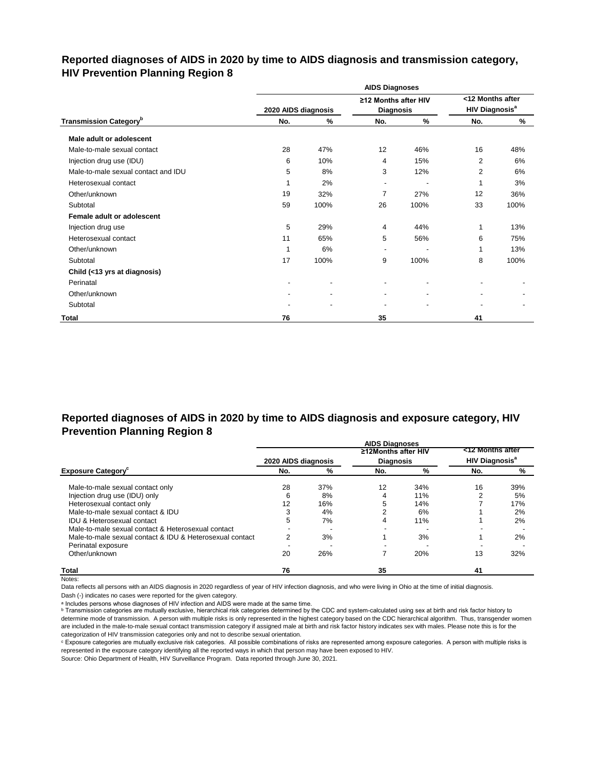## Reported diagnoses of AIDS in 2020 by time to AIDS diagnosis and transmission category, HIV Prevention Planning Region 8

| | AIDS Diagnoses | | | | | |
|---|---|---|---|---|---|---|
| | 2020 AIDS diagnosis | | ≥12 Months after HIV Diagnosis | | <12 Months after HIV Diagnosis[a] | |
| **Transmission Category[b]** | **No.** | **%** | **No.** | **%** | **No.** | **%** |
| **Male adult or adolescent** | | | | | | |
| Male-to-male sexual contact | 28 | 47% | 12 | 46% | 16 | 48% |
| Injection drug use (IDU) | 6 | 10% | 4 | 15% | 2 | 6% |
| Male-to-male sexual contact and IDU | 5 | 8% | 3 | 12% | 2 | 6% |
| Heterosexual contact | 1 | 2% | - | - | 1 | 3% |
| Other/unknown | 19 | 32% | 7 | 27% | 12 | 36% |
| Subtotal | 59 | 100% | 26 | 100% | 33 | 100% |
| **Female adult or adolescent** | | | | | | |
| Injection drug use | 5 | 29% | 4 | 44% | 1 | 13% |
| Heterosexual contact | 11 | 65% | 5 | 56% | 6 | 75% |
| Other/unknown | 1 | 6% | - | - | 1 | 13% |
| Subtotal | 17 | 100% | 9 | 100% | 8 | 100% |
| **Child (<13 yrs at diagnosis)** | | | | | | |
| Perinatal | - | - | - | - | - | - |
| Other/unknown | - | - | - | - | - | - |
| Subtotal | - | - | - | - | - | - |
| **Total** | **76** | | **35** | | **41** | |

## Reported diagnoses of AIDS in 2020 by time to AIDS diagnosis and exposure category, HIV Prevention Planning Region 8

| | AIDS Diagnoses | | | | | |
|---|---|---|---|---|---|---|
| | 2020 AIDS diagnosis | | ≥12Months after HIV Diagnosis | | <12 Months after HIV Diagnosis[a] | |
| **Exposure Category[c]** | **No.** | **%** | **No.** | **%** | **No.** | **%** |
| Male-to-male sexual contact only | 28 | 37% | 12 | 34% | 16 | 39% |
| Injection drug use (IDU) only | 6 | 8% | 4 | 11% | 2 | 5% |
| Heterosexual contact only | 12 | 16% | 5 | 14% | 7 | 17% |
| Male-to-male sexual contact & IDU | 3 | 4% | 2 | 6% | 1 | 2% |
| IDU & Heterosexual contact | 5 | 7% | 4 | 11% | 1 | 2% |
| Male-to-male sexual contact & Heterosexual contact | - | - | - | - | - | - |
| Male-to-male sexual contact & IDU & Heterosexual contact | 2 | 3% | 1 | 3% | 1 | 2% |
| Perinatal exposure | - | - | - | - | - | - |
| Other/unknown | 20 | 26% | 7 | 20% | 13 | 32% |
| **Total** | **76** | | **35** | | **41** | |

Notes:

Data reflects all persons with an AIDS diagnosis in 2020 regardless of year of HIV infection diagnosis, and who were living in Ohio at the time of initial diagnosis.

Dash (-) indicates no cases were reported for the given category.

[a] Includes persons whose diagnoses of HIV infection and AIDS were made at the same time.

[b] Transmission categories are mutually exclusive, hierarchical risk categories determined by the CDC and system-calculated using sex at birth and risk factor history to determine mode of transmission. A person with multiple risks is only represented in the highest category based on the CDC hierarchical algorithm. Thus, transgender women are included in the male-to-male sexual contact transmission category if assigned male at birth and risk factor history indicates sex with males. Please note this is for the categorization of HIV transmission categories only and not to describe sexual orientation.

[c] Exposure categories are mutually exclusive risk categories. All possible combinations of risks are represented among exposure categories. A person with multiple risks is represented in the exposure category identifying all the reported ways in which that person may have been exposed to HIV.

Source: Ohio Department of Health, HIV Surveillance Program. Data reported through June 30, 2021.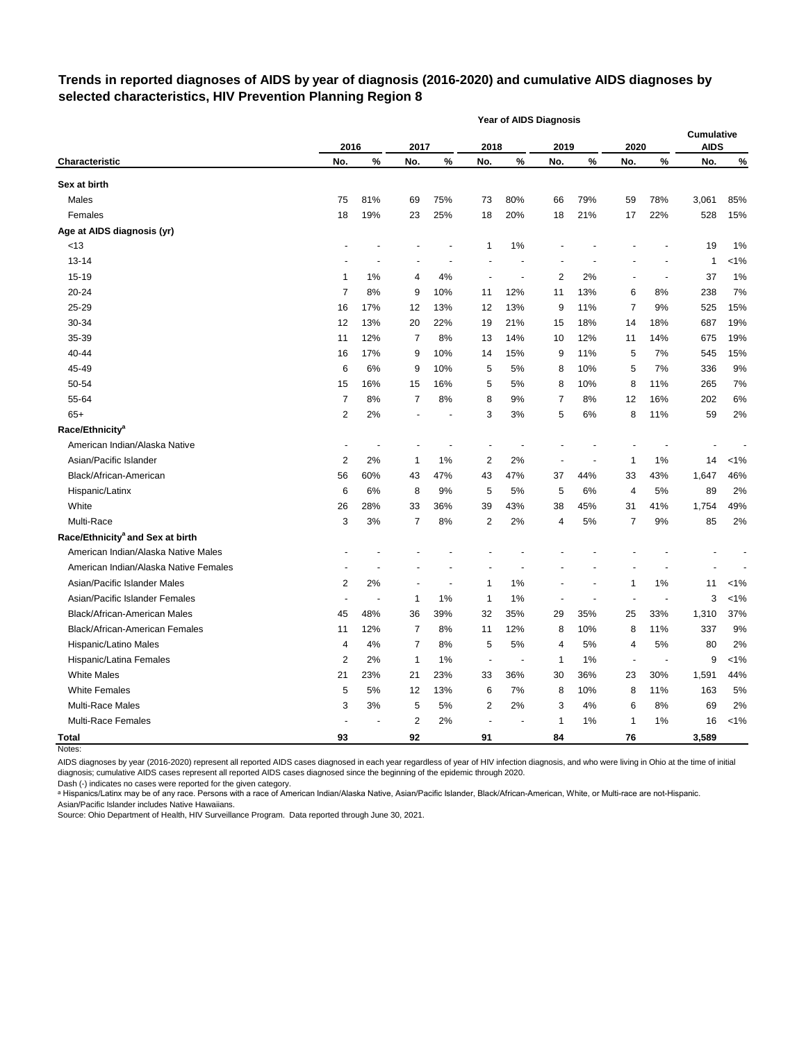## Trends in reported diagnoses of AIDS by year of diagnosis (2016-2020) and cumulative AIDS diagnoses by selected characteristics, HIV Prevention Planning Region 8

| | Year of AIDS Diagnosis | | | | | | | | | | | |
|---|---|---|---|---|---|---|---|---|---|---|---|---|
| | 2016 | | 2017 | | 2018 | | 2019 | | 2020 | | Cumulative AIDS | |
| Characteristic | No. | % | No. | % | No. | % | No. | % | No. | % | No. | % |
| **Sex at birth** | | | | | | | | | | | | |
| Males | 75 | 81% | 69 | 75% | 73 | 80% | 66 | 79% | 59 | 78% | 3,061 | 85% |
| Females | 18 | 19% | 23 | 25% | 18 | 20% | 18 | 21% | 17 | 22% | 528 | 15% |
| **Age at AIDS diagnosis (yr)** | | | | | | | | | | | | |
| <13 | - | - | - | - | 1 | 1% | - | - | - | - | 19 | 1% |
| 13-14 | - | - | - | - | - | - | - | - | - | - | 1 | <1% |
| 15-19 | 1 | 1% | 4 | 4% | - | - | 2 | 2% | - | - | 37 | 1% |
| 20-24 | 7 | 8% | 9 | 10% | 11 | 12% | 11 | 13% | 6 | 8% | 238 | 7% |
| 25-29 | 16 | 17% | 12 | 13% | 12 | 13% | 9 | 11% | 7 | 9% | 525 | 15% |
| 30-34 | 12 | 13% | 20 | 22% | 19 | 21% | 15 | 18% | 14 | 18% | 687 | 19% |
| 35-39 | 11 | 12% | 7 | 8% | 13 | 14% | 10 | 12% | 11 | 14% | 675 | 19% |
| 40-44 | 16 | 17% | 9 | 10% | 14 | 15% | 9 | 11% | 5 | 7% | 545 | 15% |
| 45-49 | 6 | 6% | 9 | 10% | 5 | 5% | 8 | 10% | 5 | 7% | 336 | 9% |
| 50-54 | 15 | 16% | 15 | 16% | 5 | 5% | 8 | 10% | 8 | 11% | 265 | 7% |
| 55-64 | 7 | 8% | 7 | 8% | 8 | 9% | 7 | 8% | 12 | 16% | 202 | 6% |
| 65+ | 2 | 2% | - | - | 3 | 3% | 5 | 6% | 8 | 11% | 59 | 2% |
| **Race/Ethnicity[a]** | | | | | | | | | | | | |
| American Indian/Alaska Native | - | - | - | - | - | - | - | - | - | - | - | - |
| Asian/Pacific Islander | 2 | 2% | 1 | 1% | 2 | 2% | - | - | 1 | 1% | 14 | <1% |
| Black/African-American | 56 | 60% | 43 | 47% | 43 | 47% | 37 | 44% | 33 | 43% | 1,647 | 46% |
| Hispanic/Latinx | 6 | 6% | 8 | 9% | 5 | 5% | 5 | 6% | 4 | 5% | 89 | 2% |
| White | 26 | 28% | 33 | 36% | 39 | 43% | 38 | 45% | 31 | 41% | 1,754 | 49% |
| Multi-Race | 3 | 3% | 7 | 8% | 2 | 2% | 4 | 5% | 7 | 9% | 85 | 2% |
| **Race/Ethnicity[a] and Sex at birth** | | | | | | | | | | | | |
| American Indian/Alaska Native Males | - | - | - | - | - | - | - | - | - | - | - | - |
| American Indian/Alaska Native Females | - | - | - | - | - | - | - | - | - | - | - | - |
| Asian/Pacific Islander Males | 2 | 2% | - | - | 1 | 1% | - | - | 1 | 1% | 11 | <1% |
| Asian/Pacific Islander Females | - | - | 1 | 1% | 1 | 1% | - | - | - | - | 3 | <1% |
| Black/African-American Males | 45 | 48% | 36 | 39% | 32 | 35% | 29 | 35% | 25 | 33% | 1,310 | 37% |
| Black/African-American Females | 11 | 12% | 7 | 8% | 11 | 12% | 8 | 10% | 8 | 11% | 337 | 9% |
| Hispanic/Latino Males | 4 | 4% | 7 | 8% | 5 | 5% | 4 | 5% | 4 | 5% | 80 | 2% |
| Hispanic/Latina Females | 2 | 2% | 1 | 1% | - | - | 1 | 1% | - | - | 9 | <1% |
| White Males | 21 | 23% | 21 | 23% | 33 | 36% | 30 | 36% | 23 | 30% | 1,591 | 44% |
| White Females | 5 | 5% | 12 | 13% | 6 | 7% | 8 | 10% | 8 | 11% | 163 | 5% |
| Multi-Race Males | 3 | 3% | 5 | 5% | 2 | 2% | 3 | 4% | 6 | 8% | 69 | 2% |
| Multi-Race Females | - | - | 2 | 2% | - | - | 1 | 1% | 1 | 1% | 16 | <1% |
| **Total** | **93** | | **92** | | **91** | | **84** | | **76** | | **3,589** | |

Notes:

AIDS diagnoses by year (2016-2020) represent all reported AIDS cases diagnosed in each year regardless of year of HIV infection diagnosis, and who were living in Ohio at the time of initial diagnosis; cumulative AIDS cases represent all reported AIDS cases diagnosed since the beginning of the epidemic through 2020.

Dash (-) indicates no cases were reported for the given category.

[a] Hispanics/Latinx may be of any race. Persons with a race of American Indian/Alaska Native, Asian/Pacific Islander, Black/African-American, White, or Multi-race are not-Hispanic. Asian/Pacific Islander includes Native Hawaiians.

Source: Ohio Department of Health, HIV Surveillance Program. Data reported through June 30, 2021.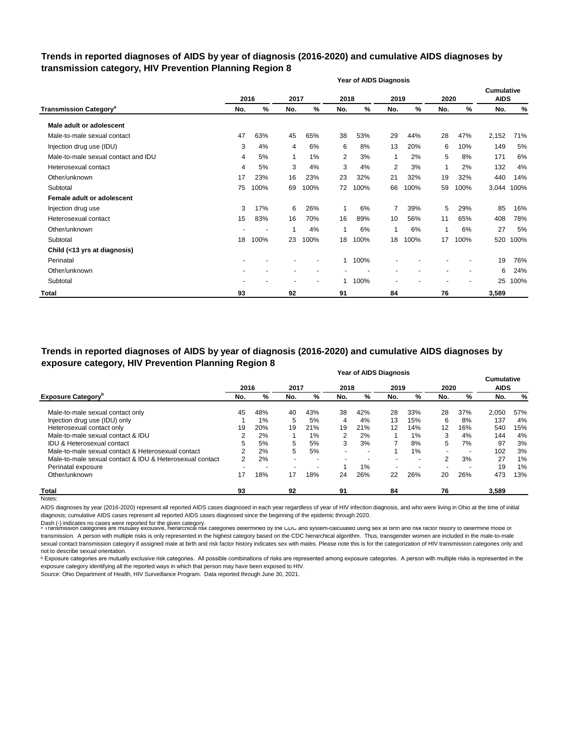## Trends in reported diagnoses of AIDS by year of diagnosis (2016-2020) and cumulative AIDS diagnoses by transmission category, HIV Prevention Planning Region 8

| | Year of AIDS Diagnosis | | | | | | | | | | | |
|---|---|---|---|---|---|---|---|---|---|---|---|---|
| | 2016 | | 2017 | | 2018 | | 2019 | | 2020 | | Cumulative AIDS | |
| Transmission Category[a] | No. | % | No. | % | No. | % | No. | % | No. | % | No. | % |
| **Male adult or adolescent** | | | | | | | | | | | | |
| Male-to-male sexual contact | 47 | 63% | 45 | 65% | 38 | 53% | 29 | 44% | 28 | 47% | 2,152 | 71% |
| Injection drug use (IDU) | 3 | 4% | 4 | 6% | 6 | 8% | 13 | 20% | 6 | 10% | 149 | 5% |
| Male-to-male sexual contact and IDU | 4 | 5% | 1 | 1% | 2 | 3% | 1 | 2% | 5 | 8% | 171 | 6% |
| Heterosexual contact | 4 | 5% | 3 | 4% | 3 | 4% | 2 | 3% | 1 | 2% | 132 | 4% |
| Other/unknown | 17 | 23% | 16 | 23% | 23 | 32% | 21 | 32% | 19 | 32% | 440 | 14% |
| Subtotal | 75 | 100% | 69 | 100% | 72 | 100% | 66 | 100% | 59 | 100% | 3,044 | 100% |
| **Female adult or adolescent** | | | | | | | | | | | | |
| Injection drug use | 3 | 17% | 6 | 26% | 1 | 6% | 7 | 39% | 5 | 29% | 85 | 16% |
| Heterosexual contact | 15 | 83% | 16 | 70% | 16 | 89% | 10 | 56% | 11 | 65% | 408 | 78% |
| Other/unknown | - | - | 1 | 4% | 1 | 6% | 1 | 6% | 1 | 6% | 27 | 5% |
| Subtotal | 18 | 100% | 23 | 100% | 18 | 100% | 18 | 100% | 17 | 100% | 520 | 100% |
| **Child (<13 yrs at diagnosis)** | | | | | | | | | | | | |
| Perinatal | - | - | - | - | 1 | 100% | - | - | - | - | 19 | 76% |
| Other/unknown | - | - | - | - | - | - | - | - | - | - | 6 | 24% |
| Subtotal | - | - | - | - | 1 | 100% | - | - | - | - | 25 | 100% |
| **Total** | **93** | | **92** | | **91** | | **84** | | **76** | | **3,589** | |

## Trends in reported diagnoses of AIDS by year of diagnosis (2016-2020) and cumulative AIDS diagnoses by exposure category, HIV Prevention Planning Region 8

| | Year of AIDS Diagnosis | | | | | | | | | | | |
|---|---|---|---|---|---|---|---|---|---|---|---|---|
| | 2016 | | 2017 | | 2018 | | 2019 | | 2020 | | Cumulative AIDS | |
| Exposure Category[b] | No. | % | No. | % | No. | % | No. | % | No. | % | No. | % |
| Male-to-male sexual contact only | 45 | 48% | 40 | 43% | 38 | 42% | 28 | 33% | 28 | 37% | 2,050 | 57% |
| Injection drug use (IDU) only | 1 | 1% | 5 | 5% | 4 | 4% | 13 | 15% | 6 | 8% | 137 | 4% |
| Heterosexual contact only | 19 | 20% | 19 | 21% | 19 | 21% | 12 | 14% | 12 | 16% | 540 | 15% |
| Male-to-male sexual contact & IDU | 2 | 2% | 1 | 1% | 2 | 2% | 1 | 1% | 3 | 4% | 144 | 4% |
| IDU & Heterosexual contact | 5 | 5% | 5 | 5% | 3 | 3% | 7 | 8% | 5 | 7% | 97 | 3% |
| Male-to-male sexual contact & Heterosexual contact | 2 | 2% | 5 | 5% | - | - | 1 | 1% | - | - | 102 | 3% |
| Male-to-male sexual contact & IDU & Heterosexual contact | 2 | 2% | - | - | - | - | - | - | 2 | 3% | 27 | 1% |
| Perinatal exposure | - | - | - | - | 1 | 1% | - | - | - | - | 19 | 1% |
| Other/unknown | 17 | 18% | 17 | 18% | 24 | 26% | 22 | 26% | 20 | 26% | 473 | 13% |
| **Total** | **93** | | **92** | | **91** | | **84** | | **76** | | **3,589** | |

Notes:

AIDS diagnoses by year (2016-2020) represent all reported AIDS cases diagnosed in each year regardless of year of HIV infection diagnosis, and who were living in Ohio at the time of initial diagnosis; cumulative AIDS cases represent all reported AIDS cases diagnosed since the beginning of the epidemic through 2020.

Dash (-) indicates no cases were reported for the given category.

[a] Transmission categories are mutually exclusive, hierarchical risk categories determined by the CDC and system-calculated using sex at birth and risk factor history to determine mode of transmission. A person with multiple risks is only represented in the highest category based on the CDC hierarchical algorithm. Thus, transgender women are included in the male-to-male sexual contact transmission category if assigned male at birth and risk factor history indicates sex with males. Please note this is for the categorization of HIV transmission categories only and not to describe sexual orientation.

[b] Exposure categories are mutually exclusive risk categories. All possible combinations of risks are represented among exposure categories. A person with multiple risks is represented in the exposure category identifying all the reported ways in which that person may have been exposed to HIV.

Source: Ohio Department of Health, HIV Surveillance Program. Data reported through June 30, 2021.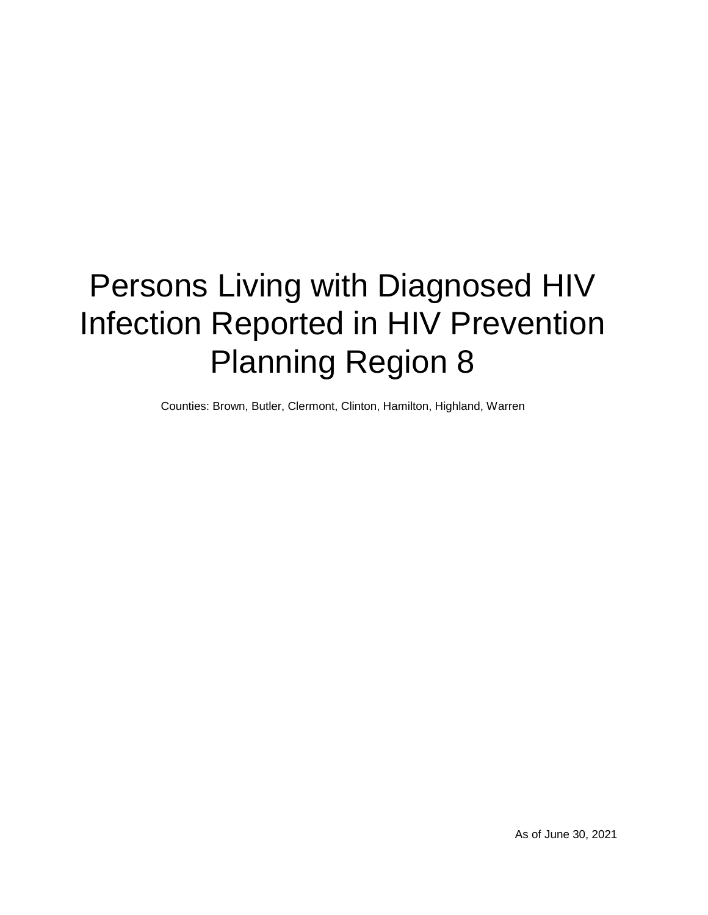# Persons Living with Diagnosed HIV Infection Reported in HIV Prevention Planning Region 8

Counties: Brown, Butler, Clermont, Clinton, Hamilton, Highland, Warren

As of June 30, 2021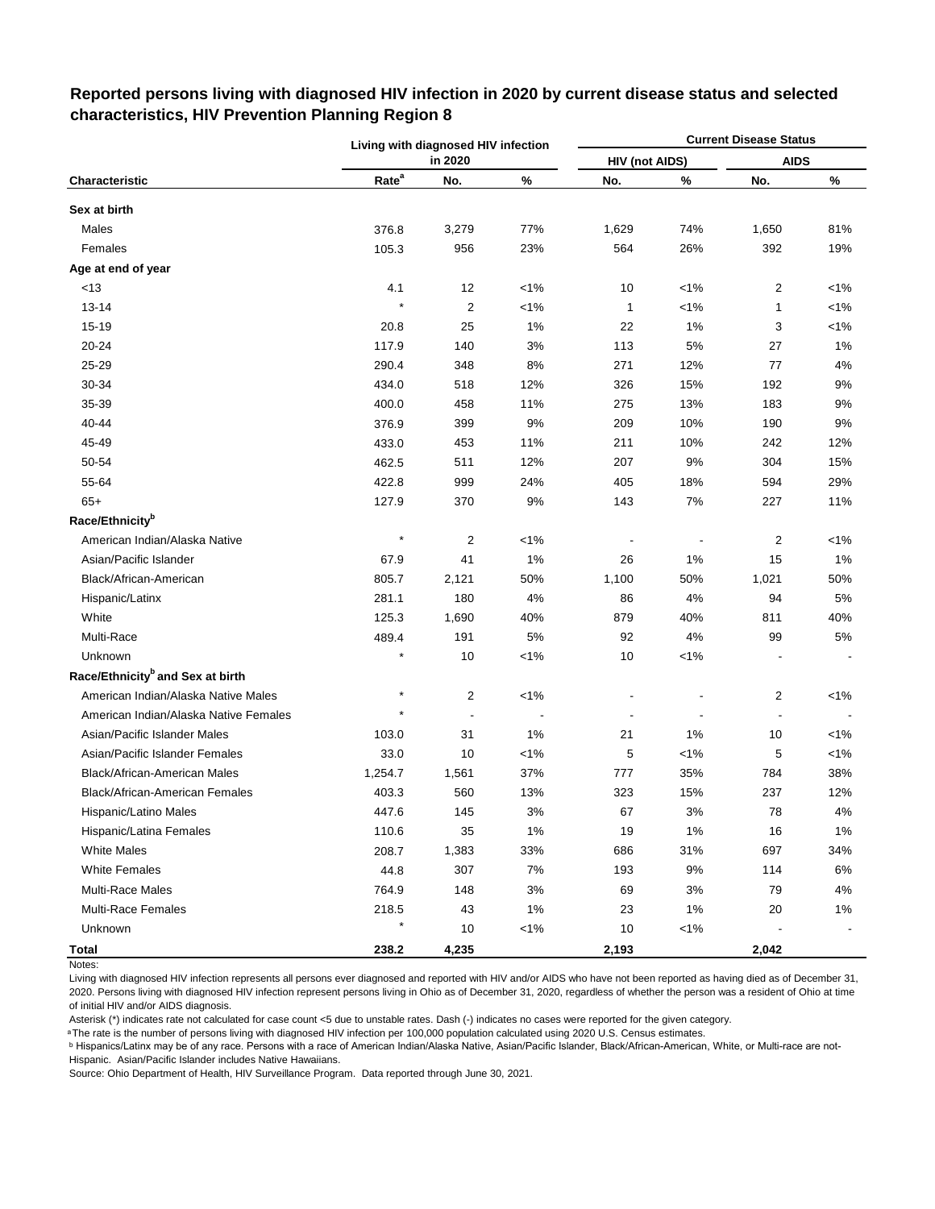## Reported persons living with diagnosed HIV infection in 2020 by current disease status and selected characteristics, HIV Prevention Planning Region 8

| | Living with diagnosed HIV infection in 2020 | | | Current Disease Status | | | |
|---|---|---|---|---|---|---|---|
| | | | | HIV (not AIDS) | | AIDS | |
| Characteristic | Rate[a] | No. | % | No. | % | No. | % |
| **Sex at birth** | | | | | | | |
| Males | 376.8 | 3,279 | 77% | 1,629 | 74% | 1,650 | 81% |
| Females | 105.3 | 956 | 23% | 564 | 26% | 392 | 19% |
| **Age at end of year** | | | | | | | |
| <13 | 4.1 | 12 | <1% | 10 | <1% | 2 | <1% |
| 13-14 | * | 2 | <1% | 1 | <1% | 1 | <1% |
| 15-19 | 20.8 | 25 | 1% | 22 | 1% | 3 | <1% |
| 20-24 | 117.9 | 140 | 3% | 113 | 5% | 27 | 1% |
| 25-29 | 290.4 | 348 | 8% | 271 | 12% | 77 | 4% |
| 30-34 | 434.0 | 518 | 12% | 326 | 15% | 192 | 9% |
| 35-39 | 400.0 | 458 | 11% | 275 | 13% | 183 | 9% |
| 40-44 | 376.9 | 399 | 9% | 209 | 10% | 190 | 9% |
| 45-49 | 433.0 | 453 | 11% | 211 | 10% | 242 | 12% |
| 50-54 | 462.5 | 511 | 12% | 207 | 9% | 304 | 15% |
| 55-64 | 422.8 | 999 | 24% | 405 | 18% | 594 | 29% |
| 65+ | 127.9 | 370 | 9% | 143 | 7% | 227 | 11% |
| **Race/Ethnicity[b]** | | | | | | | |
| American Indian/Alaska Native | * | 2 | <1% | - | - | 2 | <1% |
| Asian/Pacific Islander | 67.9 | 41 | 1% | 26 | 1% | 15 | 1% |
| Black/African-American | 805.7 | 2,121 | 50% | 1,100 | 50% | 1,021 | 50% |
| Hispanic/Latinx | 281.1 | 180 | 4% | 86 | 4% | 94 | 5% |
| White | 125.3 | 1,690 | 40% | 879 | 40% | 811 | 40% |
| Multi-Race | 489.4 | 191 | 5% | 92 | 4% | 99 | 5% |
| Unknown | * | 10 | <1% | 10 | <1% | - | - |
| **Race/Ethnicity[b] and Sex at birth** | | | | | | | |
| American Indian/Alaska Native Males | * | 2 | <1% | - | - | 2 | <1% |
| American Indian/Alaska Native Females | * | - | - | - | - | - | - |
| Asian/Pacific Islander Males | 103.0 | 31 | 1% | 21 | 1% | 10 | <1% |
| Asian/Pacific Islander Females | 33.0 | 10 | <1% | 5 | <1% | 5 | <1% |
| Black/African-American Males | 1,254.7 | 1,561 | 37% | 777 | 35% | 784 | 38% |
| Black/African-American Females | 403.3 | 560 | 13% | 323 | 15% | 237 | 12% |
| Hispanic/Latino Males | 447.6 | 145 | 3% | 67 | 3% | 78 | 4% |
| Hispanic/Latina Females | 110.6 | 35 | 1% | 19 | 1% | 16 | 1% |
| White Males | 208.7 | 1,383 | 33% | 686 | 31% | 697 | 34% |
| White Females | 44.8 | 307 | 7% | 193 | 9% | 114 | 6% |
| Multi-Race Males | 764.9 | 148 | 3% | 69 | 3% | 79 | 4% |
| Multi-Race Females | 218.5 | 43 | 1% | 23 | 1% | 20 | 1% |
| Unknown | * | 10 | <1% | 10 | <1% | - | - |
| **Total** | **238.2** | **4,235** | | **2,193** | | **2,042** | |

Notes:

Living with diagnosed HIV infection represents all persons ever diagnosed and reported with HIV and/or AIDS who have not been reported as having died as of December 31, 2020. Persons living with diagnosed HIV infection represent persons living in Ohio as of December 31, 2020, regardless of whether the person was a resident of Ohio at time of initial HIV and/or AIDS diagnosis.

Asterisk (*) indicates rate not calculated for case count <5 due to unstable rates. Dash (-) indicates no cases were reported for the given category.

[a] The rate is the number of persons living with diagnosed HIV infection per 100,000 population calculated using 2020 U.S. Census estimates.

[b] Hispanics/Latinx may be of any race. Persons with a race of American Indian/Alaska Native, Asian/Pacific Islander, Black/African-American, White, or Multi-race are not-Hispanic. Asian/Pacific Islander includes Native Hawaiians.

Source: Ohio Department of Health, HIV Surveillance Program. Data reported through June 30, 2021.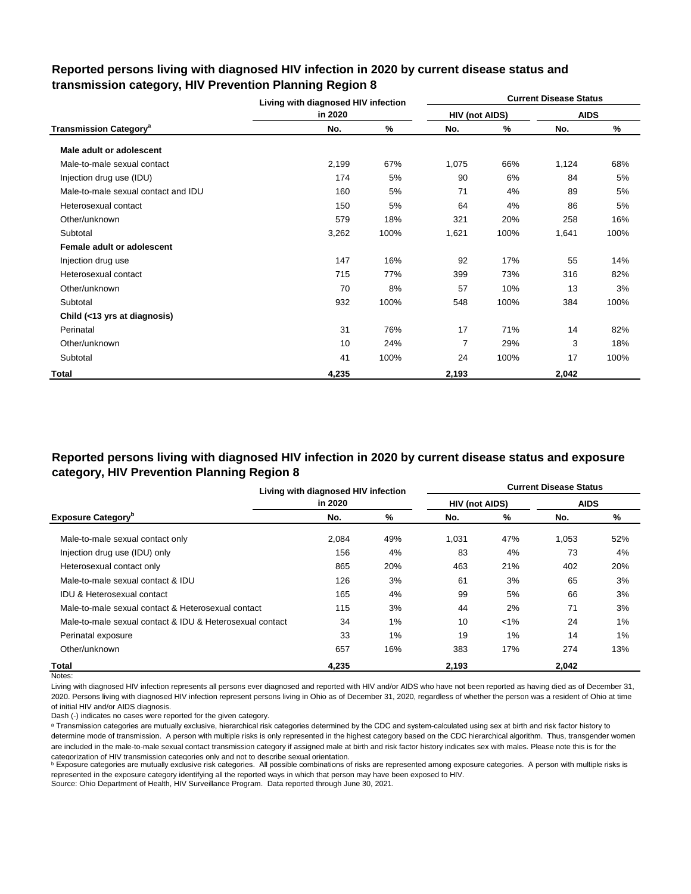## Reported persons living with diagnosed HIV infection in 2020 by current disease status and transmission category, HIV Prevention Planning Region 8

| | Living with diagnosed HIV infection in 2020 | | Current Disease Status | | | |
|---|---|---|---|---|---|---|
| | | | HIV (not AIDS) | | AIDS | |
| Transmission Category[a] | No. | % | No. | % | No. | % |
| **Male adult or adolescent** | | | | | | |
| Male-to-male sexual contact | 2,199 | 67% | 1,075 | 66% | 1,124 | 68% |
| Injection drug use (IDU) | 174 | 5% | 90 | 6% | 84 | 5% |
| Male-to-male sexual contact and IDU | 160 | 5% | 71 | 4% | 89 | 5% |
| Heterosexual contact | 150 | 5% | 64 | 4% | 86 | 5% |
| Other/unknown | 579 | 18% | 321 | 20% | 258 | 16% |
| Subtotal | 3,262 | 100% | 1,621 | 100% | 1,641 | 100% |
| **Female adult or adolescent** | | | | | | |
| Injection drug use | 147 | 16% | 92 | 17% | 55 | 14% |
| Heterosexual contact | 715 | 77% | 399 | 73% | 316 | 82% |
| Other/unknown | 70 | 8% | 57 | 10% | 13 | 3% |
| Subtotal | 932 | 100% | 548 | 100% | 384 | 100% |
| **Child (<13 yrs at diagnosis)** | | | | | | |
| Perinatal | 31 | 76% | 17 | 71% | 14 | 82% |
| Other/unknown | 10 | 24% | 7 | 29% | 3 | 18% |
| Subtotal | 41 | 100% | 24 | 100% | 17 | 100% |
| **Total** | **4,235** | | **2,193** | | **2,042** | |

## Reported persons living with diagnosed HIV infection in 2020 by current disease status and exposure category, HIV Prevention Planning Region 8

| | Living with diagnosed HIV infection in 2020 | | Current Disease Status | | | |
|---|---|---|---|---|---|---|
| | | | HIV (not AIDS) | | AIDS | |
| Exposure Category[b] | No. | % | No. | % | No. | % |
| Male-to-male sexual contact only | 2,084 | 49% | 1,031 | 47% | 1,053 | 52% |
| Injection drug use (IDU) only | 156 | 4% | 83 | 4% | 73 | 4% |
| Heterosexual contact only | 865 | 20% | 463 | 21% | 402 | 20% |
| Male-to-male sexual contact & IDU | 126 | 3% | 61 | 3% | 65 | 3% |
| IDU & Heterosexual contact | 165 | 4% | 99 | 5% | 66 | 3% |
| Male-to-male sexual contact & Heterosexual contact | 115 | 3% | 44 | 2% | 71 | 3% |
| Male-to-male sexual contact & IDU & Heterosexual contact | 34 | 1% | 10 | <1% | 24 | 1% |
| Perinatal exposure | 33 | 1% | 19 | 1% | 14 | 1% |
| Other/unknown | 657 | 16% | 383 | 17% | 274 | 13% |
| **Total** | **4,235** | | **2,193** | | **2,042** | |

Notes:

Living with diagnosed HIV infection represents all persons ever diagnosed and reported with HIV and/or AIDS who have not been reported as having died as of December 31, 2020. Persons living with diagnosed HIV infection represent persons living in Ohio as of December 31, 2020, regardless of whether the person was a resident of Ohio at time of initial HIV and/or AIDS diagnosis.

Dash (-) indicates no cases were reported for the given category.

[a] Transmission categories are mutually exclusive, hierarchical risk categories determined by the CDC and system-calculated using sex at birth and risk factor history to determine mode of transmission. A person with multiple risks is only represented in the highest category based on the CDC hierarchical algorithm. Thus, transgender women are included in the male-to-male sexual contact transmission category if assigned male at birth and risk factor history indicates sex with males. Please note this is for the categorization of HIV transmission categories only and not to describe sexual orientation.

[b] Exposure categories are mutually exclusive risk categories. All possible combinations of risks are represented among exposure categories. A person with multiple risks is represented in the exposure category identifying all the reported ways in which that person may have been exposed to HIV.

Source: Ohio Department of Health, HIV Surveillance Program. Data reported through June 30, 2021.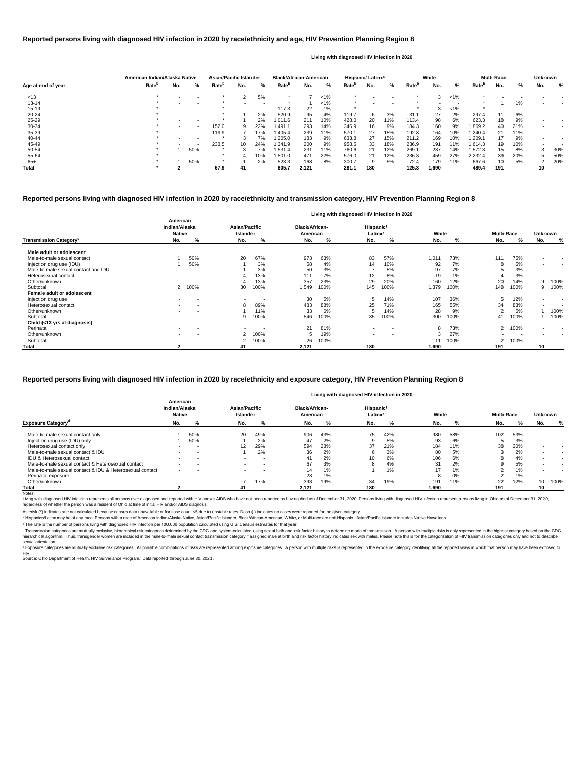## Reported persons living with diagnosed HIV infection in 2020 by race/ethnicity and age, HIV Prevention Planning Region 8

Living with diagnosed HIV infection in 2020

| Age at end of year | American Indian/Alaska Native | | | Asian/Pacific Islander | | | Black/African-American | | | Hispanic/ Latinx[a] | | | White | | | Multi-Race | | | Unknown | |
|---|---|---|---|---|---|---|---|---|---|---|---|---|---|---|---|---|---|---|---|---|
| | Rate[b] | No. | % | Rate[b] | No. | % | Rate[b] | No. | % | Rate[b] | No. | % | Rate[b] | No. | % | Rate[b] | No. | % | No. | % |
| <13 | * | - | - | * | 2 | 5% | * | 7 | <1% | * | - | - | * | 3 | <1% | * | - | - | - | - |
| 13-14 | * | - | - | * | - | - | * | 1 | <1% | * | - | - | * | - | - | * | 1 | 1% | - | - |
| 15-19 | * | - | - | * | - | - | 117.3 | 22 | 1% | * | - | - | * | 3 | <1% | * | - | - | - | - |
| 20-24 | * | - | - | * | 1 | 2% | 520.9 | 95 | 4% | 119.7 | 6 | 3% | 31.1 | 27 | 2% | 297.4 | 11 | 6% | - | - |
| 25-29 | * | - | - | * | 1 | 2% | 1,011.6 | 211 | 10% | 428.0 | 20 | 11% | 113.4 | 98 | 6% | 623.3 | 18 | 9% | - | - |
| 30-34 | * | - | - | 152.0 | 9 | 22% | 1,491.1 | 293 | 14% | 346.9 | 16 | 9% | 184.3 | 160 | 9% | 1,869.2 | 40 | 21% | - | - |
| 35-39 | * | - | - | 119.9 | 7 | 17% | 1,405.4 | 239 | 11% | 570.1 | 27 | 15% | 192.8 | 164 | 10% | 1,240.4 | 21 | 11% | - | - |
| 40-44 | * | - | - | * | 3 | 7% | 1,205.0 | 183 | 9% | 633.8 | 27 | 15% | 211.2 | 169 | 10% | 1,209.1 | 17 | 9% | - | - |
| 45-49 | * | - | - | 233.5 | 10 | 24% | 1,341.9 | 200 | 9% | 958.5 | 33 | 18% | 236.9 | 191 | 11% | 1,614.3 | 19 | 10% | - | - |
| 50-54 | * | 1 | 50% | * | 3 | 7% | 1,531.4 | 231 | 11% | 760.6 | 21 | 12% | 269.1 | 237 | 14% | 1,572.3 | 15 | 8% | 3 | 30% |
| 55-64 | * | - | - | * | 4 | 10% | 1,501.0 | 471 | 22% | 576.0 | 21 | 12% | 236.3 | 459 | 27% | 2,232.4 | 39 | 20% | 5 | 50% |
| 65+ | * | 1 | 50% | * | 1 | 2% | 523.3 | 168 | 8% | 300.7 | 9 | 5% | 72.4 | 179 | 11% | 667.6 | 10 | 5% | 2 | 20% |
| **Total** | * | **2** | | **67.9** | **41** | | **805.7** | **2,121** | | **281.1** | **180** | | **125.3** | **1,690** | | **489.4** | **191** | | **10** | |

## Reported persons living with diagnosed HIV infection in 2020 by race/ethnicity and transmission category, HIV Prevention Planning Region 8

Living with diagnosed HIV infection in 2020

| Transmission Category[c] | American Indian/Alaska Native | | Asian/Pacific Islander | | Black/African-American | | Hispanic/ Latinx[a] | | White | | Multi-Race | | Unknown | |
|---|---|---|---|---|---|---|---|---|---|---|---|---|---|---|
| | No. | % | No. | % | No. | % | No. | % | No. | % | No. | % | No. | % |
| **Male adult or adolescent** | | | | | | | | | | | | | | |
| Male-to-male sexual contact | 1 | 50% | 20 | 67% | 973 | 63% | 83 | 57% | 1,011 | 73% | 111 | 75% | - | - |
| Injection drug use (IDU) | 1 | 50% | 1 | 3% | 58 | 4% | 14 | 10% | 92 | 7% | 8 | 5% | - | - |
| Male-to-male sexual contact and IDU | - | - | 1 | 3% | 50 | 3% | 7 | 5% | 97 | 7% | 5 | 3% | - | - |
| Heterosexual contact | - | - | 4 | 13% | 111 | 7% | 12 | 8% | 19 | 1% | 4 | 3% | - | - |
| Other/unknown | - | - | 4 | 13% | 357 | 23% | 29 | 20% | 160 | 12% | 20 | 14% | 9 | 100% |
| Subtotal | 2 | 100% | 30 | 100% | 1,549 | 100% | 145 | 100% | 1,379 | 100% | 148 | 100% | 9 | 100% |
| **Female adult or adolescent** | | | | | | | | | | | | | | |
| Injection drug use | - | - | - | - | 30 | 5% | 5 | 14% | 107 | 36% | 5 | 12% | - | - |
| Heterosexual contact | - | - | 8 | 89% | 483 | 88% | 25 | 71% | 165 | 55% | 34 | 83% | - | - |
| Other/unknown | - | - | 1 | 11% | 33 | 6% | 5 | 14% | 28 | 9% | 2 | 5% | 1 | 100% |
| Subtotal | - | - | 9 | 100% | 546 | 100% | 35 | 100% | 300 | 100% | 41 | 100% | 1 | 100% |
| **Child (<13 yrs at diagnosis)** | | | | | | | | | | | | | | |
| Perinatal | - | - | - | - | 21 | 81% | - | - | 8 | 73% | 2 | 100% | - | - |
| Other/unknown | - | - | 2 | 100% | 5 | 19% | - | - | 3 | 27% | - | - | - | - |
| Subtotal | - | - | 2 | 100% | 26 | 100% | - | - | 11 | 100% | 2 | 100% | - | - |
| **Total** | **2** | | **41** | | **2,121** | | **180** | | **1,690** | | **191** | | **10** | |

## Reported persons living with diagnosed HIV infection in 2020 by race/ethnicity and exposure category, HIV Prevention Planning Region 8

Living with diagnosed HIV infection in 2020

| Exposure Category[d] | American Indian/Alaska Native | | Asian/Pacific Islander | | Black/African-American | | Hispanic/ Latinx[a] | | White | | Multi-Race | | Unknown | |
|---|---|---|---|---|---|---|---|---|---|---|---|---|---|---|
| | No. | % | No. | % | No. | % | No. | % | No. | % | No. | % | No. | % |
| Male-to-male sexual contact only | 1 | 50% | 20 | 49% | 906 | 43% | 75 | 42% | 980 | 58% | 102 | 53% | - | - |
| Injection drug use (IDU) only | 1 | 50% | 1 | 2% | 47 | 2% | 9 | 5% | 93 | 6% | 5 | 3% | - | - |
| Heterosexual contact only | - | - | 12 | 29% | 594 | 28% | 37 | 21% | 184 | 11% | 38 | 20% | - | - |
| Male-to-male sexual contact & IDU | - | - | 1 | 2% | 36 | 2% | 6 | 3% | 80 | 5% | 3 | 2% | - | - |
| IDU & Heterosexual contact | - | - | - | - | 41 | 2% | 10 | 6% | 106 | 6% | 8 | 4% | - | - |
| Male-to-male sexual contact & Heterosexual contact | - | - | - | - | 67 | 3% | 8 | 4% | 31 | 2% | 9 | 5% | - | - |
| Male-to-male sexual contact & IDU & Heterosexual contact | - | - | - | - | 14 | 1% | 1 | 1% | 17 | 1% | 2 | 1% | - | - |
| Perinatal exposure | - | - | - | - | 23 | 1% | - | - | 8 | 0% | 2 | 1% | - | - |
| Other/unknown | - | - | 7 | 17% | 393 | 19% | 34 | 19% | 191 | 11% | 22 | 12% | 10 | 100% |
| **Total** | **2** | | **41** | | **2,121** | | **180** | | **1,690** | | **191** | | **10** | |

Notes:

Living with diagnosed HIV infection represents all persons ever diagnosed and reported with HIV and/or AIDS who have not been reported as having died as of December 31, 2020. Persons living with diagnosed HIV infection represent persons living in Ohio as of December 31, 2020, regardless of whether the person was a resident of Ohio at time of initial HIV and/or AIDS diagnosis.

Asterisk (*) indicates rate not calculated because census data unavailable or for case count <5 due to unstable rates. Dash (-) indicates no cases were reported for the given category.

[a] Hispanics/Latinx may be of any race. Persons with a race of American Indian/Alaska Native, Asian/Pacific Islander, Black/African-American, White, or Multi-race are not-Hispanic. Asian/Pacific Islander includes Native Hawaiians.

[b] The rate is the number of persons living with diagnosed HIV infection per 100,000 population calculated using U.S. Census estimates for that year.

[c] Transmission categories are mutually exclusive, hierarchical risk categories determined by the CDC and system-calculated using sex at birth and risk factor history to determine mode of transmission. A person with multiple risks is only represented in the highest category based on the CDC hierarchical algorithm. Thus, transgender women are included in the male-to-male sexual contact transmission category if assigned male at birth and risk factor history indicates sex with males. Please note this is for the categorization of HIV transmission categories only and not to describe sexual orientation.

[d] Exposure categories are mutually exclusive risk categories. All possible combinations of risks are represented among exposure categories. A person with multiple risks is represented in the exposure category identifying all the reported ways in which that person may have been exposed to HIV.

Source: Ohio Department of Health, HIV Surveillance Program. Data reported through June 30, 2021.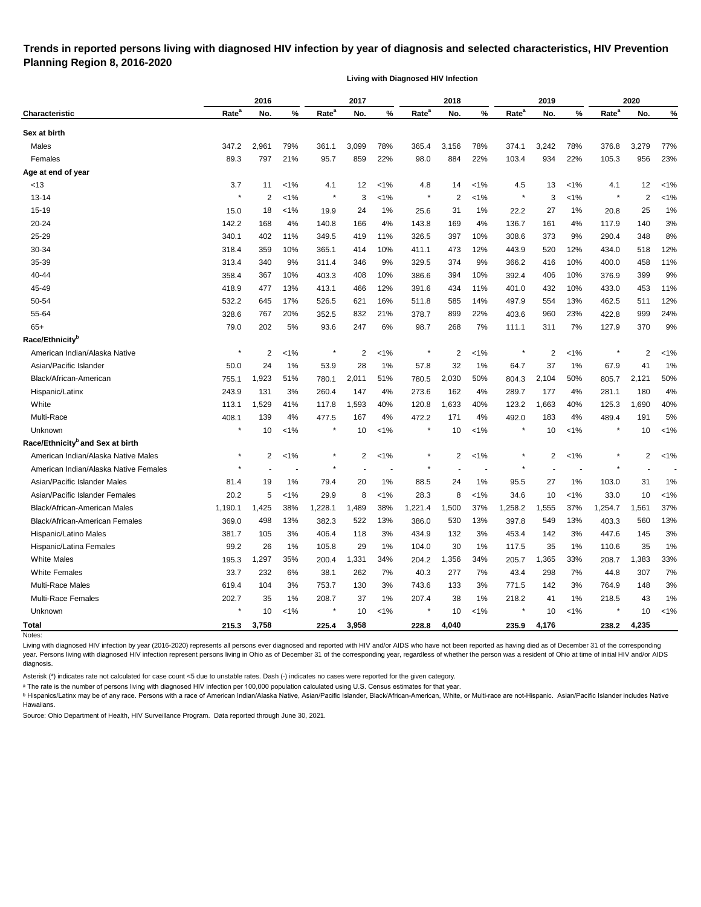**Trends in reported persons living with diagnosed HIV infection by year of diagnosis and selected characteristics, HIV Prevention Planning Region 8, 2016-2020**

**Living with Diagnosed HIV Infection**

| | 2016 | | | 2017 | | | 2018 | | | 2019 | | | 2020 | | |
|---|---|---|---|---|---|---|---|---|---|---|---|---|---|---|---|
| **Characteristic** | **Rate[a]** | **No.** | **%** | **Rate[a]** | **No.** | **%** | **Rate[a]** | **No.** | **%** | **Rate[a]** | **No.** | **%** | **Rate[a]** | **No.** | **%** |
| **Sex at birth** | | | | | | | | | | | | | | | |
| Males | 347.2 | 2,961 | 79% | 361.1 | 3,099 | 78% | 365.4 | 3,156 | 78% | 374.1 | 3,242 | 78% | 376.8 | 3,279 | 77% |
| Females | 89.3 | 797 | 21% | 95.7 | 859 | 22% | 98.0 | 884 | 22% | 103.4 | 934 | 22% | 105.3 | 956 | 23% |
| **Age at end of year** | | | | | | | | | | | | | | | |
| <13 | 3.7 | 11 | <1% | 4.1 | 12 | <1% | 4.8 | 14 | <1% | 4.5 | 13 | <1% | 4.1 | 12 | <1% |
| 13-14 | * | 2 | <1% | * | 3 | <1% | * | 2 | <1% | * | 3 | <1% | * | 2 | <1% |
| 15-19 | 15.0 | 18 | <1% | 19.9 | 24 | 1% | 25.6 | 31 | 1% | 22.2 | 27 | 1% | 20.8 | 25 | 1% |
| 20-24 | 142.2 | 168 | 4% | 140.8 | 166 | 4% | 143.8 | 169 | 4% | 136.7 | 161 | 4% | 117.9 | 140 | 3% |
| 25-29 | 340.1 | 402 | 11% | 349.5 | 419 | 11% | 326.5 | 397 | 10% | 308.6 | 373 | 9% | 290.4 | 348 | 8% |
| 30-34 | 318.4 | 359 | 10% | 365.1 | 414 | 10% | 411.1 | 473 | 12% | 443.9 | 520 | 12% | 434.0 | 518 | 12% |
| 35-39 | 313.4 | 340 | 9% | 311.4 | 346 | 9% | 329.5 | 374 | 9% | 366.2 | 416 | 10% | 400.0 | 458 | 11% |
| 40-44 | 358.4 | 367 | 10% | 403.3 | 408 | 10% | 386.6 | 394 | 10% | 392.4 | 406 | 10% | 376.9 | 399 | 9% |
| 45-49 | 418.9 | 477 | 13% | 413.1 | 466 | 12% | 391.6 | 434 | 11% | 401.0 | 432 | 10% | 433.0 | 453 | 11% |
| 50-54 | 532.2 | 645 | 17% | 526.5 | 621 | 16% | 511.8 | 585 | 14% | 497.9 | 554 | 13% | 462.5 | 511 | 12% |
| 55-64 | 328.6 | 767 | 20% | 352.5 | 832 | 21% | 378.7 | 899 | 22% | 403.6 | 960 | 23% | 422.8 | 999 | 24% |
| 65+ | 79.0 | 202 | 5% | 93.6 | 247 | 6% | 98.7 | 268 | 7% | 111.1 | 311 | 7% | 127.9 | 370 | 9% |
| **Race/Ethnicity[b]** | | | | | | | | | | | | | | | |
| American Indian/Alaska Native | * | 2 | <1% | * | 2 | <1% | * | 2 | <1% | * | 2 | <1% | * | 2 | <1% |
| Asian/Pacific Islander | 50.0 | 24 | 1% | 53.9 | 28 | 1% | 57.8 | 32 | 1% | 64.7 | 37 | 1% | 67.9 | 41 | 1% |
| Black/African-American | 755.1 | 1,923 | 51% | 780.1 | 2,011 | 51% | 780.5 | 2,030 | 50% | 804.3 | 2,104 | 50% | 805.7 | 2,121 | 50% |
| Hispanic/Latinx | 243.9 | 131 | 3% | 260.4 | 147 | 4% | 273.6 | 162 | 4% | 289.7 | 177 | 4% | 281.1 | 180 | 4% |
| White | 113.1 | 1,529 | 41% | 117.8 | 1,593 | 40% | 120.8 | 1,633 | 40% | 123.2 | 1,663 | 40% | 125.3 | 1,690 | 40% |
| Multi-Race | 408.1 | 139 | 4% | 477.5 | 167 | 4% | 472.2 | 171 | 4% | 492.0 | 183 | 4% | 489.4 | 191 | 5% |
| Unknown | * | 10 | <1% | * | 10 | <1% | * | 10 | <1% | * | 10 | <1% | * | 10 | <1% |
| **Race/Ethnicity[b] and Sex at birth** | | | | | | | | | | | | | | | |
| American Indian/Alaska Native Males | * | 2 | <1% | * | 2 | <1% | * | 2 | <1% | * | 2 | <1% | * | 2 | <1% |
| American Indian/Alaska Native Females | * | - | - | * | - | - | * | - | - | * | - | - | * | - | - |
| Asian/Pacific Islander Males | 81.4 | 19 | 1% | 79.4 | 20 | 1% | 88.5 | 24 | 1% | 95.5 | 27 | 1% | 103.0 | 31 | 1% |
| Asian/Pacific Islander Females | 20.2 | 5 | <1% | 29.9 | 8 | <1% | 28.3 | 8 | <1% | 34.6 | 10 | <1% | 33.0 | 10 | <1% |
| Black/African-American Males | 1,190.1 | 1,425 | 38% | 1,228.1 | 1,489 | 38% | 1,221.4 | 1,500 | 37% | 1,258.2 | 1,555 | 37% | 1,254.7 | 1,561 | 37% |
| Black/African-American Females | 369.0 | 498 | 13% | 382.3 | 522 | 13% | 386.0 | 530 | 13% | 397.8 | 549 | 13% | 403.3 | 560 | 13% |
| Hispanic/Latino Males | 381.7 | 105 | 3% | 406.4 | 118 | 3% | 434.9 | 132 | 3% | 453.4 | 142 | 3% | 447.6 | 145 | 3% |
| Hispanic/Latina Females | 99.2 | 26 | 1% | 105.8 | 29 | 1% | 104.0 | 30 | 1% | 117.5 | 35 | 1% | 110.6 | 35 | 1% |
| White Males | 195.3 | 1,297 | 35% | 200.4 | 1,331 | 34% | 204.2 | 1,356 | 34% | 205.7 | 1,365 | 33% | 208.7 | 1,383 | 33% |
| White Females | 33.7 | 232 | 6% | 38.1 | 262 | 7% | 40.3 | 277 | 7% | 43.4 | 298 | 7% | 44.8 | 307 | 7% |
| Multi-Race Males | 619.4 | 104 | 3% | 753.7 | 130 | 3% | 743.6 | 133 | 3% | 771.5 | 142 | 3% | 764.9 | 148 | 3% |
| Multi-Race Females | 202.7 | 35 | 1% | 208.7 | 37 | 1% | 207.4 | 38 | 1% | 218.2 | 41 | 1% | 218.5 | 43 | 1% |
| Unknown | * | 10 | <1% | * | 10 | <1% | * | 10 | <1% | * | 10 | <1% | * | 10 | <1% |
| **Total** | **215.3** | **3,758** | | **225.4** | **3,958** | | **228.8** | **4,040** | | **235.9** | **4,176** | | **238.2** | **4,235** | |

Notes:

Living with diagnosed HIV infection by year (2016-2020) represents all persons ever diagnosed and reported with HIV and/or AIDS who have not been reported as having died as of December 31 of the corresponding year. Persons living with diagnosed HIV infection represent persons living in Ohio as of December 31 of the corresponding year, regardless of whether the person was a resident of Ohio at time of initial HIV and/or AIDS diagnosis.

Asterisk (*) indicates rate not calculated for case count <5 due to unstable rates. Dash (-) indicates no cases were reported for the given category.

[a] The rate is the number of persons living with diagnosed HIV infection per 100,000 population calculated using U.S. Census estimates for that year.

[b] Hispanics/Latinx may be of any race. Persons with a race of American Indian/Alaska Native, Asian/Pacific Islander, Black/African-American, White, or Multi-race are not-Hispanic. Asian/Pacific Islander includes Native Hawaiians.

Source: Ohio Department of Health, HIV Surveillance Program. Data reported through June 30, 2021.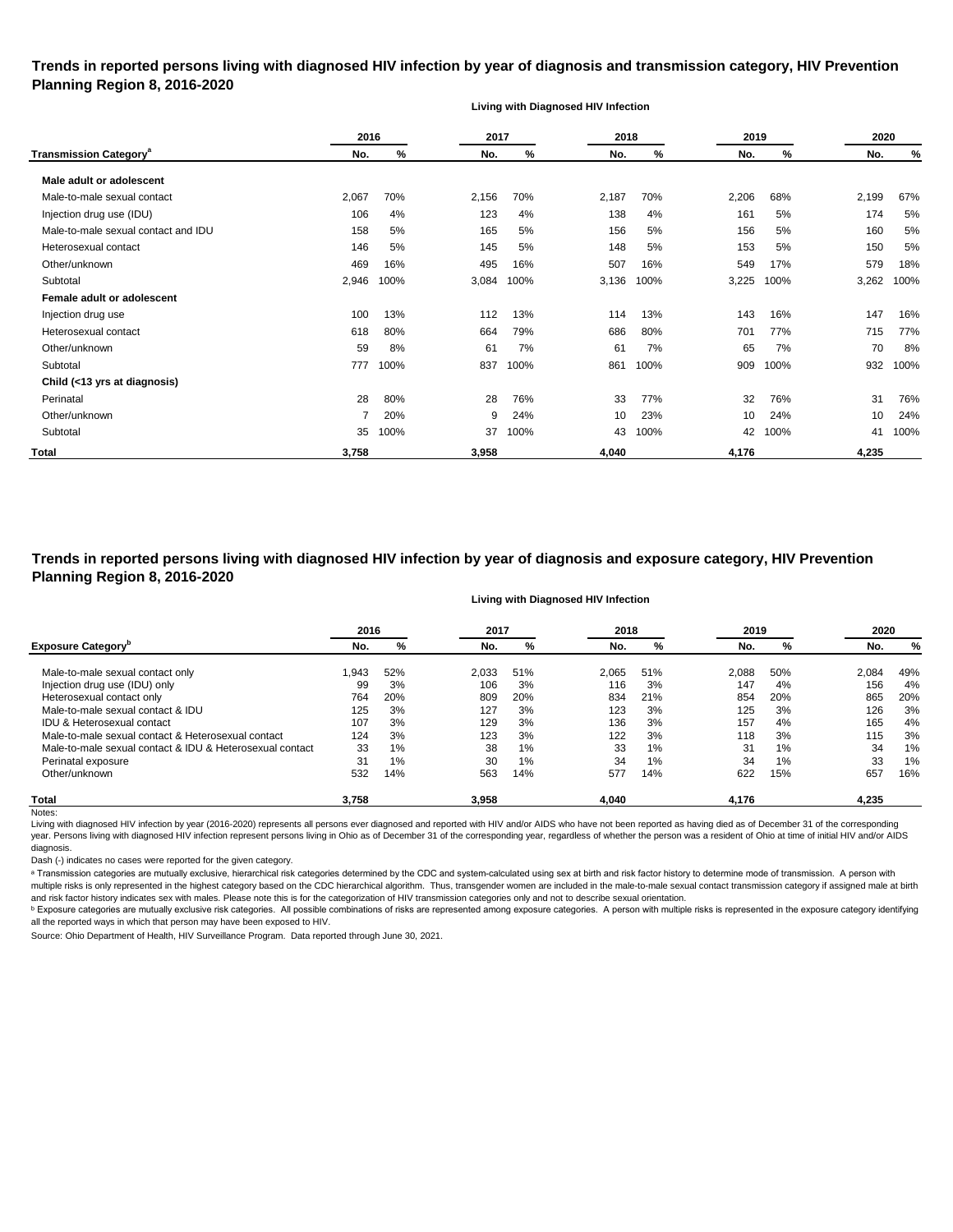## Trends in reported persons living with diagnosed HIV infection by year of diagnosis and transmission category, HIV Prevention Planning Region 8, 2016-2020

**Living with Diagnosed HIV Infection**

| Transmission Category[a] | 2016 No. | 2016 % | 2017 No. | 2017 % | 2018 No. | 2018 % | 2019 No. | 2019 % | 2020 No. | 2020 % |
|---|---|---|---|---|---|---|---|---|---|---|
| **Male adult or adolescent** | | | | | | | | | | |
| Male-to-male sexual contact | 2,067 | 70% | 2,156 | 70% | 2,187 | 70% | 2,206 | 68% | 2,199 | 67% |
| Injection drug use (IDU) | 106 | 4% | 123 | 4% | 138 | 4% | 161 | 5% | 174 | 5% |
| Male-to-male sexual contact and IDU | 158 | 5% | 165 | 5% | 156 | 5% | 156 | 5% | 160 | 5% |
| Heterosexual contact | 146 | 5% | 145 | 5% | 148 | 5% | 153 | 5% | 150 | 5% |
| Other/unknown | 469 | 16% | 495 | 16% | 507 | 16% | 549 | 17% | 579 | 18% |
| Subtotal | 2,946 | 100% | 3,084 | 100% | 3,136 | 100% | 3,225 | 100% | 3,262 | 100% |
| **Female adult or adolescent** | | | | | | | | | | |
| Injection drug use | 100 | 13% | 112 | 13% | 114 | 13% | 143 | 16% | 147 | 16% |
| Heterosexual contact | 618 | 80% | 664 | 79% | 686 | 80% | 701 | 77% | 715 | 77% |
| Other/unknown | 59 | 8% | 61 | 7% | 61 | 7% | 65 | 7% | 70 | 8% |
| Subtotal | 777 | 100% | 837 | 100% | 861 | 100% | 909 | 100% | 932 | 100% |
| **Child (<13 yrs at diagnosis)** | | | | | | | | | | |
| Perinatal | 28 | 80% | 28 | 76% | 33 | 77% | 32 | 76% | 31 | 76% |
| Other/unknown | 7 | 20% | 9 | 24% | 10 | 23% | 10 | 24% | 10 | 24% |
| Subtotal | 35 | 100% | 37 | 100% | 43 | 100% | 42 | 100% | 41 | 100% |
| **Total** | **3,758** | | **3,958** | | **4,040** | | **4,176** | | **4,235** | |

## Trends in reported persons living with diagnosed HIV infection by year of diagnosis and exposure category, HIV Prevention Planning Region 8, 2016-2020

**Living with Diagnosed HIV Infection**

| Exposure Category[b] | 2016 No. | 2016 % | 2017 No. | 2017 % | 2018 No. | 2018 % | 2019 No. | 2019 % | 2020 No. | 2020 % |
|---|---|---|---|---|---|---|---|---|---|---|
| Male-to-male sexual contact only | 1,943 | 52% | 2,033 | 51% | 2,065 | 51% | 2,088 | 50% | 2,084 | 49% |
| Injection drug use (IDU) only | 99 | 3% | 106 | 3% | 116 | 3% | 147 | 4% | 156 | 4% |
| Heterosexual contact only | 764 | 20% | 809 | 20% | 834 | 21% | 854 | 20% | 865 | 20% |
| Male-to-male sexual contact & IDU | 125 | 3% | 127 | 3% | 123 | 3% | 125 | 3% | 126 | 3% |
| IDU & Heterosexual contact | 107 | 3% | 129 | 3% | 136 | 3% | 157 | 4% | 165 | 4% |
| Male-to-male sexual contact & Heterosexual contact | 124 | 3% | 123 | 3% | 122 | 3% | 118 | 3% | 115 | 3% |
| Male-to-male sexual contact & IDU & Heterosexual contact | 33 | 1% | 38 | 1% | 33 | 1% | 31 | 1% | 34 | 1% |
| Perinatal exposure | 31 | 1% | 30 | 1% | 34 | 1% | 34 | 1% | 33 | 1% |
| Other/unknown | 532 | 14% | 563 | 14% | 577 | 14% | 622 | 15% | 657 | 16% |
| **Total** | **3,758** | | **3,958** | | **4,040** | | **4,176** | | **4,235** | |

Notes:

Living with diagnosed HIV infection by year (2016-2020) represents all persons ever diagnosed and reported with HIV and/or AIDS who have not been reported as having died as of December 31 of the corresponding year. Persons living with diagnosed HIV infection represent persons living in Ohio as of December 31 of the corresponding year, regardless of whether the person was a resident of Ohio at time of initial HIV and/or AIDS diagnosis.

Dash (-) indicates no cases were reported for the given category.

[a] Transmission categories are mutually exclusive, hierarchical risk categories determined by the CDC and system-calculated using sex at birth and risk factor history to determine mode of transmission. A person with multiple risks is only represented in the highest category based on the CDC hierarchical algorithm. Thus, transgender women are included in the male-to-male sexual contact transmission category if assigned male at birth and risk factor history indicates sex with males. Please note this is for the categorization of HIV transmission categories only and not to describe sexual orientation.

[b] Exposure categories are mutually exclusive risk categories. All possible combinations of risks are represented among exposure categories. A person with multiple risks is represented in the exposure category identifying all the reported ways in which that person may have been exposed to HIV.

Source: Ohio Department of Health, HIV Surveillance Program. Data reported through June 30, 2021.